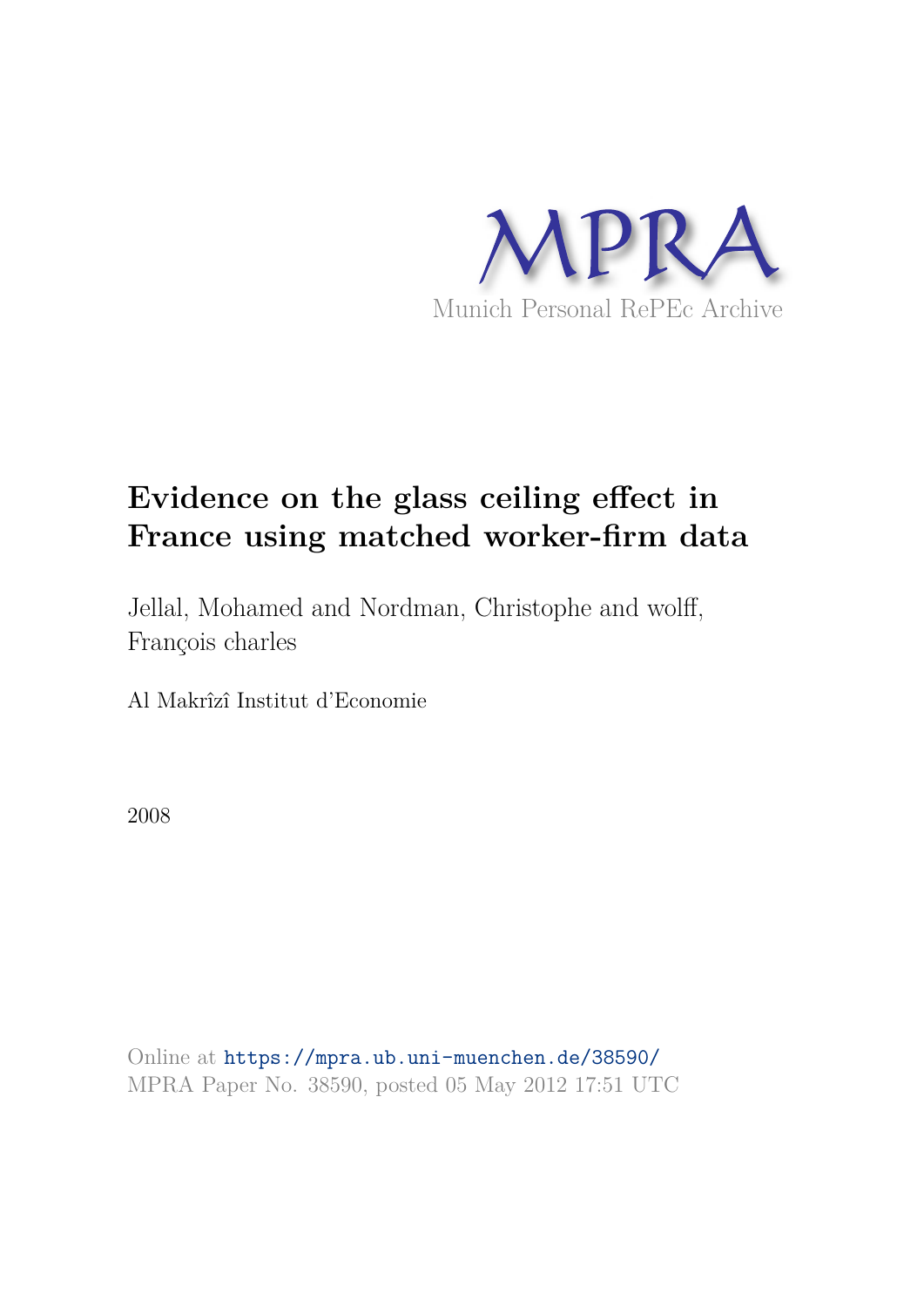MPRA

Munich Personal RePEc Archive

# Evidence on the glass ceiling effect in France using matched worker-firm data

Jellal, Mohamed and Nordman, Christophe and wolff, François charles

Al Makrîzî Institut d'Economie

2008

Online at https://mpra.ub.uni-muenchen.de/38590/
MPRA Paper No. 38590, posted 05 May 2012 17:51 UTC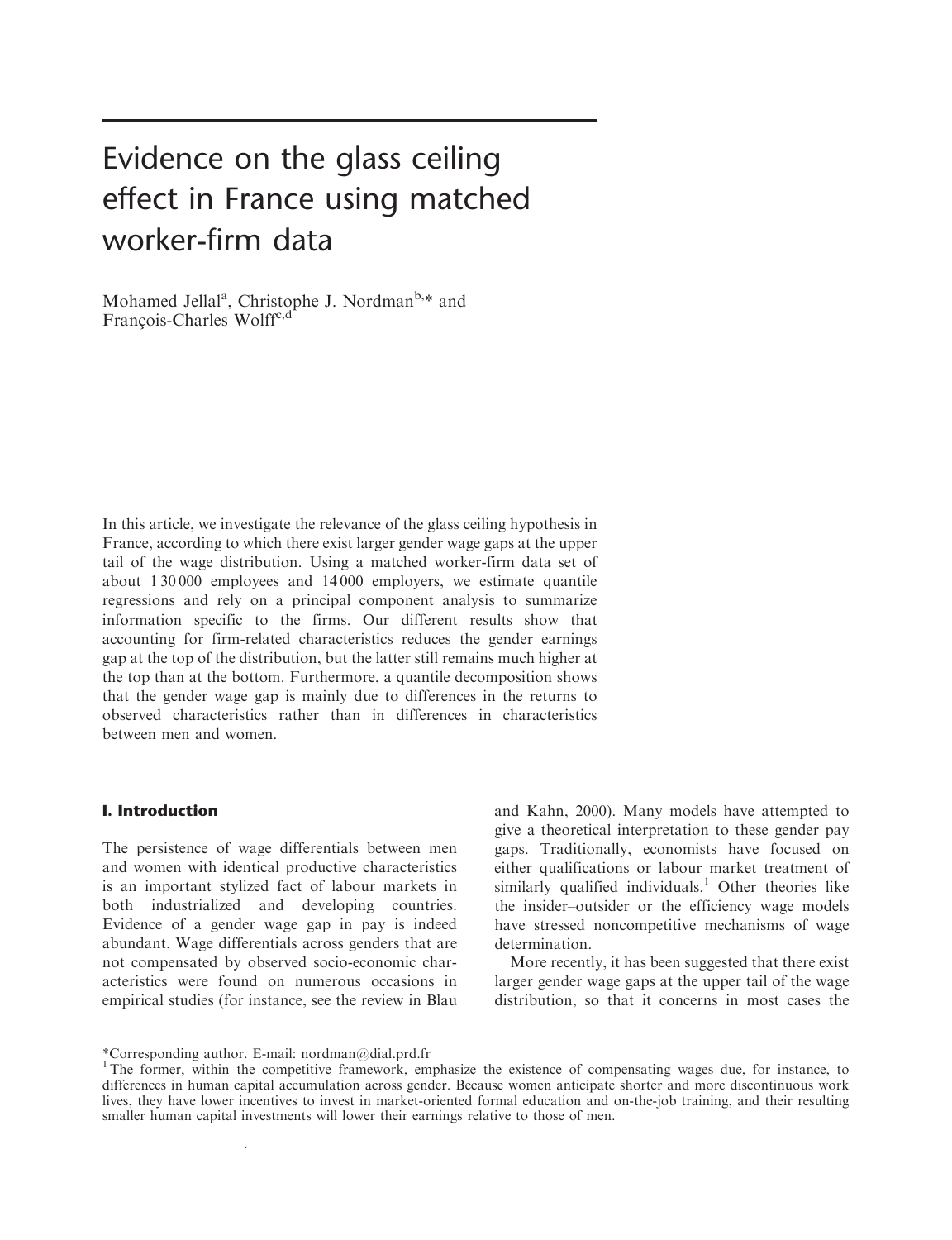# Evidence on the glass ceiling effect in France using matched worker-firm data

Mohamed Jellal[a], Christophe J. Nordman[b,*] and François-Charles Wolff[c,d]

In this article, we investigate the relevance of the glass ceiling hypothesis in France, according to which there exist larger gender wage gaps at the upper tail of the wage distribution. Using a matched worker-firm data set of about 1 30 000 employees and 14 000 employers, we estimate quantile regressions and rely on a principal component analysis to summarize information specific to the firms. Our different results show that accounting for firm-related characteristics reduces the gender earnings gap at the top of the distribution, but the latter still remains much higher at the top than at the bottom. Furthermore, a quantile decomposition shows that the gender wage gap is mainly due to differences in the returns to observed characteristics rather than in differences in characteristics between men and women.

## I. Introduction

The persistence of wage differentials between men and women with identical productive characteristics is an important stylized fact of labour markets in both industrialized and developing countries. Evidence of a gender wage gap in pay is indeed abundant. Wage differentials across genders that are not compensated by observed socio-economic characteristics were found on numerous occasions in empirical studies (for instance, see the review in Blau and Kahn, 2000). Many models have attempted to give a theoretical interpretation to these gender pay gaps. Traditionally, economists have focused on either qualifications or labour market treatment of similarly qualified individuals.[1] Other theories like the insider–outsider or the efficiency wage models have stressed noncompetitive mechanisms of wage determination.

More recently, it has been suggested that there exist larger gender wage gaps at the upper tail of the wage distribution, so that it concerns in most cases the

*Corresponding author. E-mail: nordman@dial.prd.fr

[1] The former, within the competitive framework, emphasize the existence of compensating wages due, for instance, to differences in human capital accumulation across gender. Because women anticipate shorter and more discontinuous work lives, they have lower incentives to invest in market-oriented formal education and on-the-job training, and their resulting smaller human capital investments will lower their earnings relative to those of men.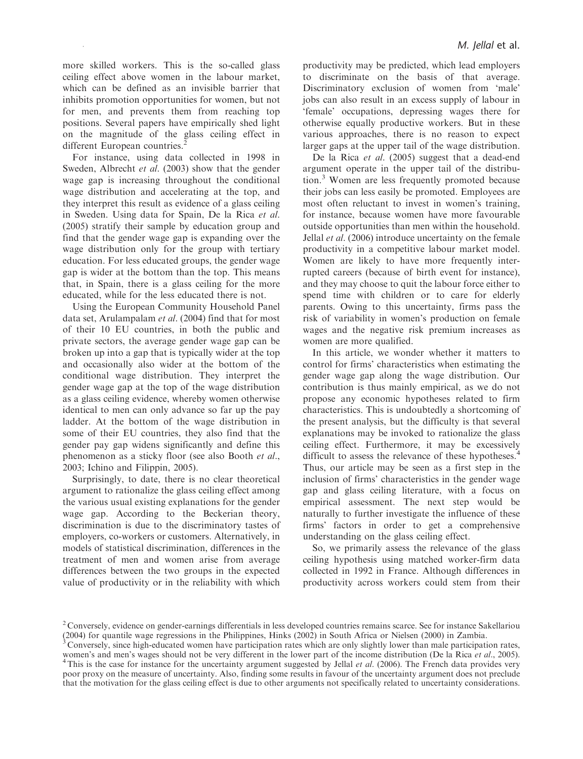more skilled workers. This is the so-called glass ceiling effect above women in the labour market, which can be defined as an invisible barrier that inhibits promotion opportunities for women, but not for men, and prevents them from reaching top positions. Several papers have empirically shed light on the magnitude of the glass ceiling effect in different European countries.[2]

For instance, using data collected in 1998 in Sweden, Albrecht *et al.* (2003) show that the gender wage gap is increasing throughout the conditional wage distribution and accelerating at the top, and they interpret this result as evidence of a glass ceiling in Sweden. Using data for Spain, De la Rica *et al.* (2005) stratify their sample by education group and find that the gender wage gap is expanding over the wage distribution only for the group with tertiary education. For less educated groups, the gender wage gap is wider at the bottom than the top. This means that, in Spain, there is a glass ceiling for the more educated, while for the less educated there is not.

Using the European Community Household Panel data set, Arulampalam *et al.* (2004) find that for most of their 10 EU countries, in both the public and private sectors, the average gender wage gap can be broken up into a gap that is typically wider at the top and occasionally also wider at the bottom of the conditional wage distribution. They interpret the gender wage gap at the top of the wage distribution as a glass ceiling evidence, whereby women otherwise identical to men can only advance so far up the pay ladder. At the bottom of the wage distribution in some of their EU countries, they also find that the gender pay gap widens significantly and define this phenomenon as a sticky floor (see also Booth *et al.*, 2003; Ichino and Filippin, 2005).

Surprisingly, to date, there is no clear theoretical argument to rationalize the glass ceiling effect among the various usual existing explanations for the gender wage gap. According to the Beckerian theory, discrimination is due to the discriminatory tastes of employers, co-workers or customers. Alternatively, in models of statistical discrimination, differences in the treatment of men and women arise from average differences between the two groups in the expected value of productivity or in the reliability with which productivity may be predicted, which lead employers to discriminate on the basis of that average. Discriminatory exclusion of women from 'male' jobs can also result in an excess supply of labour in 'female' occupations, depressing wages there for otherwise equally productive workers. But in these various approaches, there is no reason to expect larger gaps at the upper tail of the wage distribution.

De la Rica *et al.* (2005) suggest that a dead-end argument operate in the upper tail of the distribution.[3] Women are less frequently promoted because their jobs can less easily be promoted. Employees are most often reluctant to invest in women's training, for instance, because women have more favourable outside opportunities than men within the household. Jellal *et al.* (2006) introduce uncertainty on the female productivity in a competitive labour market model. Women are likely to have more frequently interrupted careers (because of birth event for instance), and they may choose to quit the labour force either to spend time with children or to care for elderly parents. Owing to this uncertainty, firms pass the risk of variability in women's production on female wages and the negative risk premium increases as women are more qualified.

In this article, we wonder whether it matters to control for firms' characteristics when estimating the gender wage gap along the wage distribution. Our contribution is thus mainly empirical, as we do not propose any economic hypotheses related to firm characteristics. This is undoubtedly a shortcoming of the present analysis, but the difficulty is that several explanations may be invoked to rationalize the glass ceiling effect. Furthermore, it may be excessively difficult to assess the relevance of these hypotheses.[4] Thus, our article may be seen as a first step in the inclusion of firms' characteristics in the gender wage gap and glass ceiling literature, with a focus on empirical assessment. The next step would be naturally to further investigate the influence of these firms' factors in order to get a comprehensive understanding on the glass ceiling effect.

So, we primarily assess the relevance of the glass ceiling hypothesis using matched worker-firm data collected in 1992 in France. Although differences in productivity across workers could stem from their

[2] Conversely, evidence on gender-earnings differentials in less developed countries remains scarce. See for instance Sakellariou (2004) for quantile wage regressions in the Philippines, Hinks (2002) in South Africa or Nielsen (2000) in Zambia.

[3] Conversely, since high-educated women have participation rates which are only slightly lower than male participation rates, women's and men's wages should not be very different in the lower part of the income distribution (De la Rica *et al.*, 2005).

[4] This is the case for instance for the uncertainty argument suggested by Jellal *et al.* (2006). The French data provides very poor proxy on the measure of uncertainty. Also, finding some results in favour of the uncertainty argument does not preclude that the motivation for the glass ceiling effect is due to other arguments not specifically related to uncertainty considerations.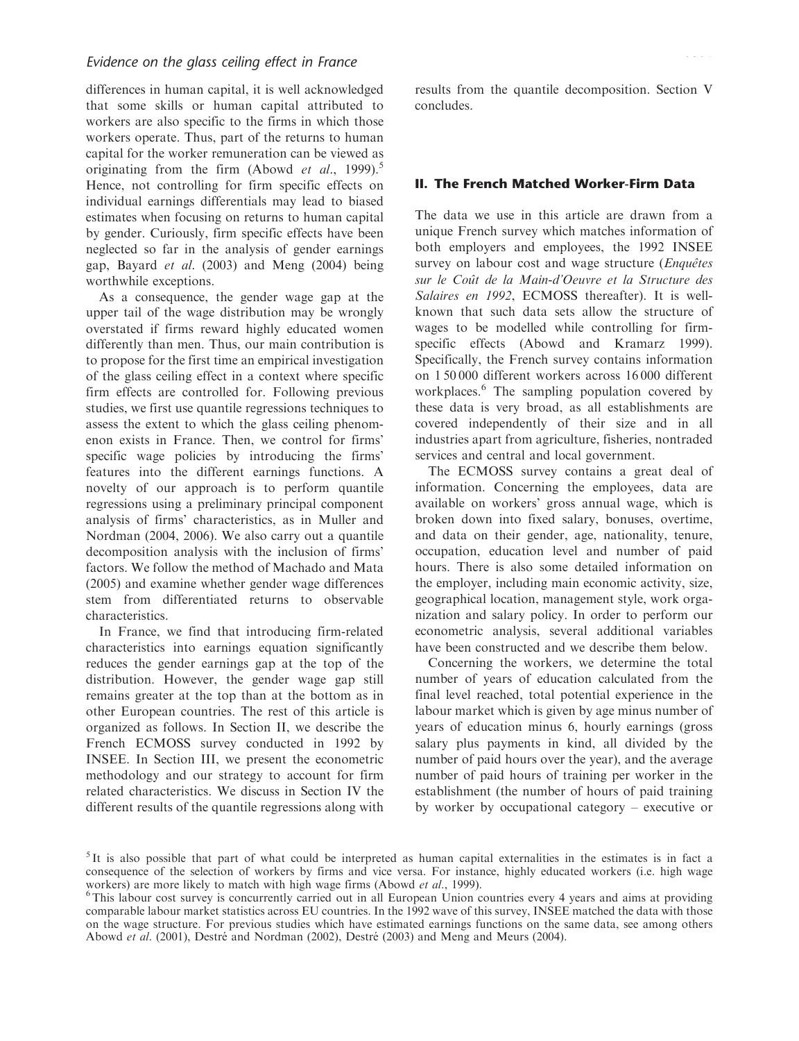differences in human capital, it is well acknowledged that some skills or human capital attributed to workers are also specific to the firms in which those workers operate. Thus, part of the returns to human capital for the worker remuneration can be viewed as originating from the firm (Abowd *et al*., 1999).[5] Hence, not controlling for firm specific effects on individual earnings differentials may lead to biased estimates when focusing on returns to human capital by gender. Curiously, firm specific effects have been neglected so far in the analysis of gender earnings gap, Bayard *et al*. (2003) and Meng (2004) being worthwhile exceptions.

As a consequence, the gender wage gap at the upper tail of the wage distribution may be wrongly overstated if firms reward highly educated women differently than men. Thus, our main contribution is to propose for the first time an empirical investigation of the glass ceiling effect in a context where specific firm effects are controlled for. Following previous studies, we first use quantile regressions techniques to assess the extent to which the glass ceiling phenomenon exists in France. Then, we control for firms' specific wage policies by introducing the firms' features into the different earnings functions. A novelty of our approach is to perform quantile regressions using a preliminary principal component analysis of firms' characteristics, as in Muller and Nordman (2004, 2006). We also carry out a quantile decomposition analysis with the inclusion of firms' factors. We follow the method of Machado and Mata (2005) and examine whether gender wage differences stem from differentiated returns to observable characteristics.

In France, we find that introducing firm-related characteristics into earnings equation significantly reduces the gender earnings gap at the top of the distribution. However, the gender wage gap still remains greater at the top than at the bottom as in other European countries. The rest of this article is organized as follows. In Section II, we describe the French ECMOSS survey conducted in 1992 by INSEE. In Section III, we present the econometric methodology and our strategy to account for firm related characteristics. We discuss in Section IV the different results of the quantile regressions along with results from the quantile decomposition. Section V concludes.

## II. The French Matched Worker-Firm Data

The data we use in this article are drawn from a unique French survey which matches information of both employers and employees, the 1992 INSEE survey on labour cost and wage structure (*Enquêtes sur le Coût de la Main-d'Oeuvre et la Structure des Salaires en 1992*, ECMOSS thereafter). It is well-known that such data sets allow the structure of wages to be modelled while controlling for firm-specific effects (Abowd and Kramarz 1999). Specifically, the French survey contains information on 1 50 000 different workers across 16 000 different workplaces.[6] The sampling population covered by these data is very broad, as all establishments are covered independently of their size and in all industries apart from agriculture, fisheries, nontraded services and central and local government.

The ECMOSS survey contains a great deal of information. Concerning the employees, data are available on workers' gross annual wage, which is broken down into fixed salary, bonuses, overtime, and data on their gender, age, nationality, tenure, occupation, education level and number of paid hours. There is also some detailed information on the employer, including main economic activity, size, geographical location, management style, work organization and salary policy. In order to perform our econometric analysis, several additional variables have been constructed and we describe them below.

Concerning the workers, we determine the total number of years of education calculated from the final level reached, total potential experience in the labour market which is given by age minus number of years of education minus 6, hourly earnings (gross salary plus payments in kind, all divided by the number of paid hours over the year), and the average number of paid hours of training per worker in the establishment (the number of hours of paid training by worker by occupational category – executive or

[5] It is also possible that part of what could be interpreted as human capital externalities in the estimates is in fact a consequence of the selection of workers by firms and vice versa. For instance, highly educated workers (i.e. high wage workers) are more likely to match with high wage firms (Abowd *et al*., 1999).

[6] This labour cost survey is concurrently carried out in all European Union countries every 4 years and aims at providing comparable labour market statistics across EU countries. In the 1992 wave of this survey, INSEE matched the data with those on the wage structure. For previous studies which have estimated earnings functions on the same data, see among others Abowd *et al*. (2001), Destré and Nordman (2002), Destré (2003) and Meng and Meurs (2004).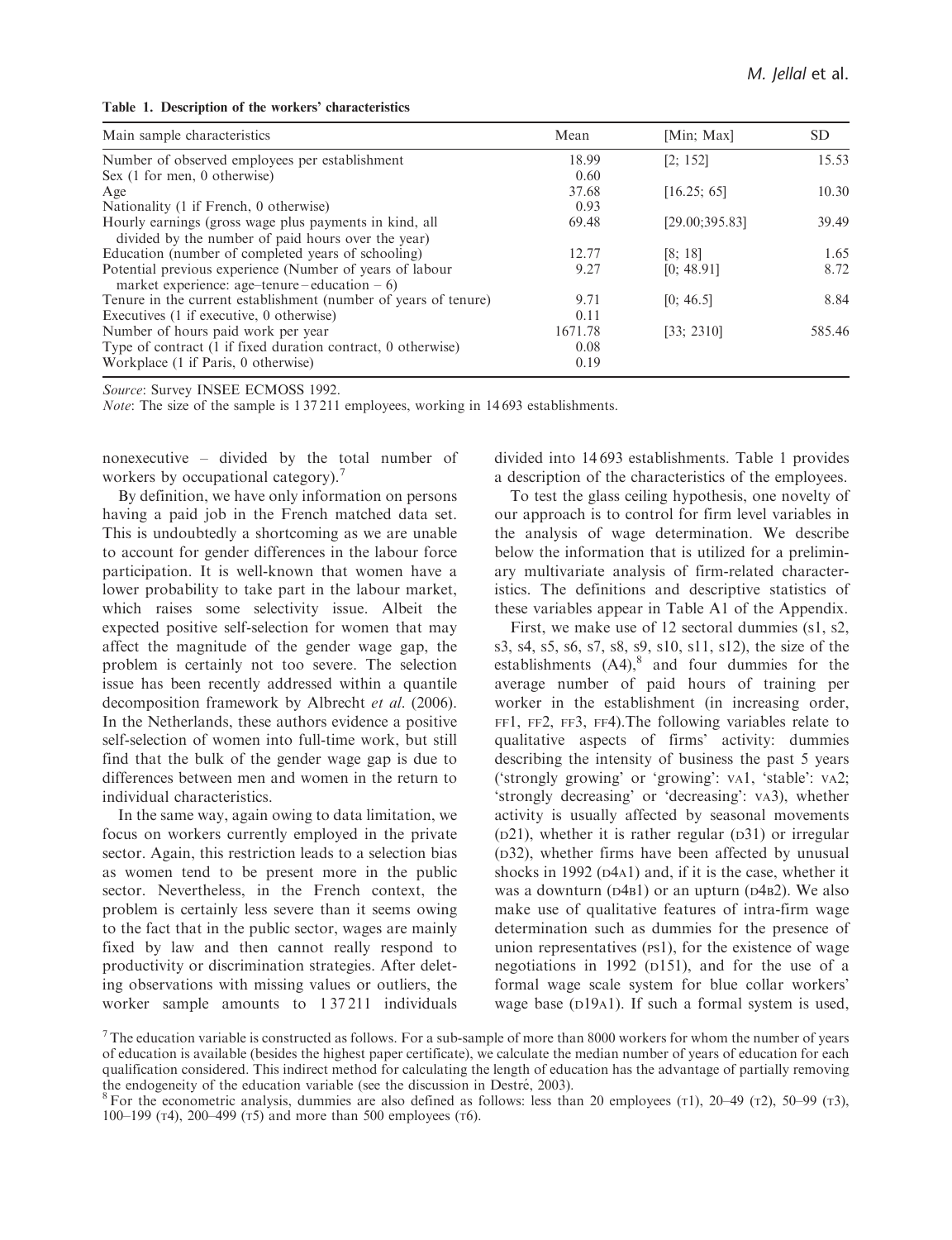Table 1. Description of the workers' characteristics

| Main sample characteristics | Mean | [Min; Max] | SD |
|---|---|---|---|
| Number of observed employees per establishment | 18.99 | [2; 152] | 15.53 |
| Sex (1 for men, 0 otherwise) | 0.60 | | |
| Age | 37.68 | [16.25; 65] | 10.30 |
| Nationality (1 if French, 0 otherwise) | 0.93 | | |
| Hourly earnings (gross wage plus payments in kind, all divided by the number of paid hours over the year) | 69.48 | [29.00;395.83] | 39.49 |
| Education (number of completed years of schooling) | 12.77 | [8; 18] | 1.65 |
| Potential previous experience (Number of years of labour market experience: age–tenure – education – 6) | 9.27 | [0; 48.91] | 8.72 |
| Tenure in the current establishment (number of years of tenure) | 9.71 | [0; 46.5] | 8.84 |
| Executives (1 if executive, 0 otherwise) | 0.11 | | |
| Number of hours paid work per year | 1671.78 | [33; 2310] | 585.46 |
| Type of contract (1 if fixed duration contract, 0 otherwise) | 0.08 | | |
| Workplace (1 if Paris, 0 otherwise) | 0.19 | | |

*Source*: Survey INSEE ECMOSS 1992.
*Note*: The size of the sample is 1 37 211 employees, working in 14 693 establishments.

nonexecutive – divided by the total number of workers by occupational category).[7]

By definition, we have only information on persons having a paid job in the French matched data set. This is undoubtedly a shortcoming as we are unable to account for gender differences in the labour force participation. It is well-known that women have a lower probability to take part in the labour market, which raises some selectivity issue. Albeit the expected positive self-selection for women that may affect the magnitude of the gender wage gap, the problem is certainly not too severe. The selection issue has been recently addressed within a quantile decomposition framework by Albrecht *et al.* (2006). In the Netherlands, these authors evidence a positive self-selection of women into full-time work, but still find that the bulk of the gender wage gap is due to differences between men and women in the return to individual characteristics.

In the same way, again owing to data limitation, we focus on workers currently employed in the private sector. Again, this restriction leads to a selection bias as women tend to be present more in the public sector. Nevertheless, in the French context, the problem is certainly less severe than it seems owing to the fact that in the public sector, wages are mainly fixed by law and then cannot really respond to productivity or discrimination strategies. After deleting observations with missing values or outliers, the worker sample amounts to 1 37 211 individuals divided into 14 693 establishments. Table 1 provides a description of the characteristics of the employees.

To test the glass ceiling hypothesis, one novelty of our approach is to control for firm level variables in the analysis of wage determination. We describe below the information that is utilized for a preliminary multivariate analysis of firm-related characteristics. The definitions and descriptive statistics of these variables appear in Table A1 of the Appendix.

First, we make use of 12 sectoral dummies (s1, s2, s3, s4, s5, s6, s7, s8, s9, s10, s11, s12), the size of the establishments (A4),[8] and four dummies for the average number of paid hours of training per worker in the establishment (in increasing order, FF1, FF2, FF3, FF4). The following variables relate to qualitative aspects of firms' activity: dummies describing the intensity of business the past 5 years ('strongly growing' or 'growing': VA1, 'stable': VA2; 'strongly decreasing' or 'decreasing': VA3), whether activity is usually affected by seasonal movements (D21), whether it is rather regular (D31) or irregular (D32), whether firms have been affected by unusual shocks in 1992 (D4A1) and, if it is the case, whether it was a downturn (D4B1) or an upturn (D4B2). We also make use of qualitative features of intra-firm wage determination such as dummies for the presence of union representatives (PS1), for the existence of wage negotiations in 1992 (D151), and for the use of a formal wage scale system for blue collar workers' wage base (D19A1). If such a formal system is used,

[7] The education variable is constructed as follows. For a sub-sample of more than 8000 workers for whom the number of years of education is available (besides the highest paper certificate), we calculate the median number of years of education for each qualification considered. This indirect method for calculating the length of education has the advantage of partially removing the endogeneity of the education variable (see the discussion in Destré, 2003).

[8] For the econometric analysis, dummies are also defined as follows: less than 20 employees (T1), 20–49 (T2), 50–99 (T3), 100–199 (T4), 200–499 (T5) and more than 500 employees (T6).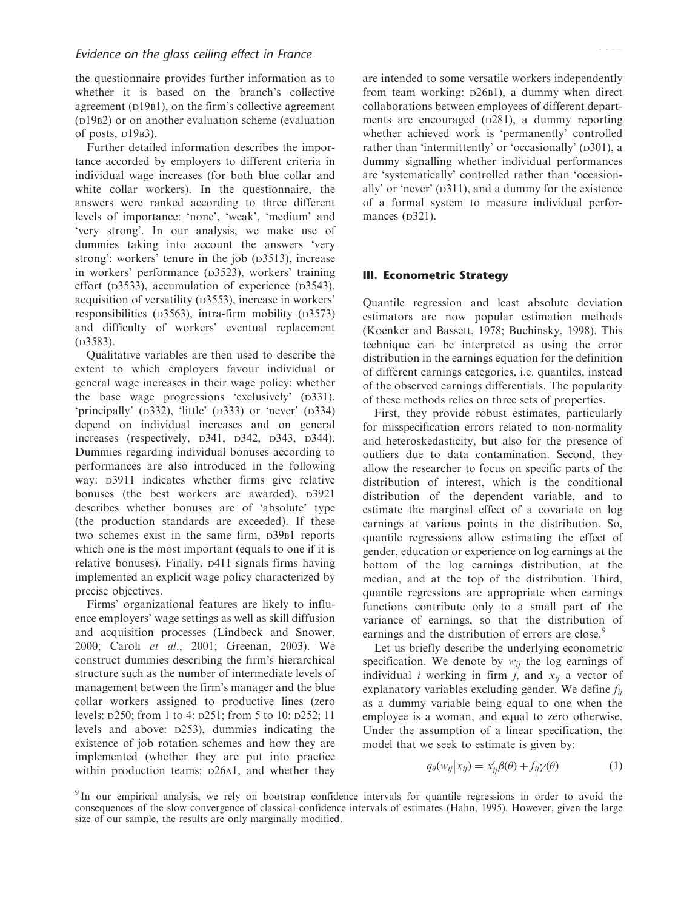the questionnaire provides further information as to whether it is based on the branch's collective agreement (D19B1), on the firm's collective agreement (D19B2) or on another evaluation scheme (evaluation of posts, D19B3).

Further detailed information describes the importance accorded by employers to different criteria in individual wage increases (for both blue collar and white collar workers). In the questionnaire, the answers were ranked according to three different levels of importance: 'none', 'weak', 'medium' and 'very strong'. In our analysis, we make use of dummies taking into account the answers 'very strong': workers' tenure in the job (D3513), increase in workers' performance (D3523), workers' training effort (D3533), accumulation of experience (D3543), acquisition of versatility (D3553), increase in workers' responsibilities (D3563), intra-firm mobility (D3573) and difficulty of workers' eventual replacement (D3583).

Qualitative variables are then used to describe the extent to which employers favour individual or general wage increases in their wage policy: whether the base wage progressions 'exclusively' (D331), 'principally' (D332), 'little' (D333) or 'never' (D334) depend on individual increases and on general increases (respectively, D341, D342, D343, D344). Dummies regarding individual bonuses according to performances are also introduced in the following way: D3911 indicates whether firms give relative bonuses (the best workers are awarded), D3921 describes whether bonuses are of 'absolute' type (the production standards are exceeded). If these two schemes exist in the same firm, D39B1 reports which one is the most important (equals to one if it is relative bonuses). Finally, D411 signals firms having implemented an explicit wage policy characterized by precise objectives.

Firms' organizational features are likely to influence employers' wage settings as well as skill diffusion and acquisition processes (Lindbeck and Snower, 2000; Caroli *et al*., 2001; Greenan, 2003). We construct dummies describing the firm's hierarchical structure such as the number of intermediate levels of management between the firm's manager and the blue collar workers assigned to productive lines (zero levels: D250; from 1 to 4: D251; from 5 to 10: D252; 11 levels and above: D253), dummies indicating the existence of job rotation schemes and how they are implemented (whether they are put into practice within production teams: D26A1, and whether they are intended to some versatile workers independently from team working: D26B1), a dummy when direct collaborations between employees of different departments are encouraged (D281), a dummy reporting whether achieved work is 'permanently' controlled rather than 'intermittently' or 'occasionally' (D301), a dummy signalling whether individual performances are 'systematically' controlled rather than 'occasionally' or 'never' (D311), and a dummy for the existence of a formal system to measure individual performances (D321).

## III. Econometric Strategy

Quantile regression and least absolute deviation estimators are now popular estimation methods (Koenker and Bassett, 1978; Buchinsky, 1998). This technique can be interpreted as using the error distribution in the earnings equation for the definition of different earnings categories, i.e. quantiles, instead of the observed earnings differentials. The popularity of these methods relies on three sets of properties.

First, they provide robust estimates, particularly for misspecification errors related to non-normality and heteroskedasticity, but also for the presence of outliers due to data contamination. Second, they allow the researcher to focus on specific parts of the distribution of interest, which is the conditional distribution of the dependent variable, and to estimate the marginal effect of a covariate on log earnings at various points in the distribution. So, quantile regressions allow estimating the effect of gender, education or experience on log earnings at the bottom of the log earnings distribution, at the median, and at the top of the distribution. Third, quantile regressions are appropriate when earnings functions contribute only to a small part of the variance of earnings, so that the distribution of earnings and the distribution of errors are close.[9]

Let us briefly describe the underlying econometric specification. We denote by $w_{ij}$ the log earnings of individual $i$ working in firm $j$, and $x_{ij}$ a vector of explanatory variables excluding gender. We define $f_{ij}$ as a dummy variable being equal to one when the employee is a woman, and equal to zero otherwise. Under the assumption of a linear specification, the model that we seek to estimate is given by:

$$q_{\theta}(w_{ij}|x_{ij}) = x'_{ij}\beta(\theta) + f_{ij}\gamma(\theta) \tag{1}$$

[9] In our empirical analysis, we rely on bootstrap confidence intervals for quantile regressions in order to avoid the consequences of the slow convergence of classical confidence intervals of estimates (Hahn, 1995). However, given the large size of our sample, the results are only marginally modified.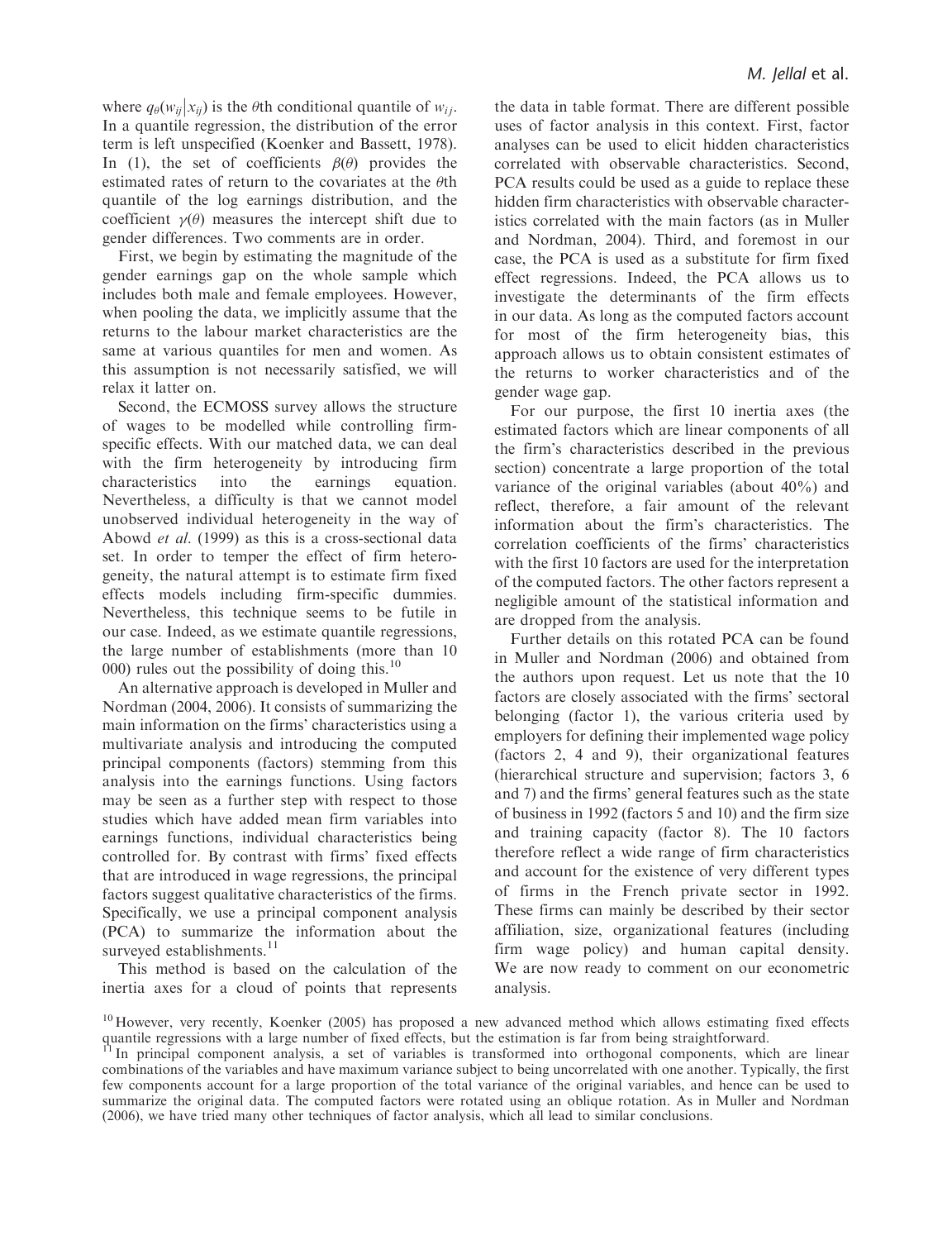where $q_\theta(w_{ij}|x_{ij})$ is the $\theta$th conditional quantile of $w_{ij}$. In a quantile regression, the distribution of the error term is left unspecified (Koenker and Bassett, 1978). In (1), the set of coefficients $\beta(\theta)$ provides the estimated rates of return to the covariates at the $\theta$th quantile of the log earnings distribution, and the coefficient $\gamma(\theta)$ measures the intercept shift due to gender differences. Two comments are in order.

First, we begin by estimating the magnitude of the gender earnings gap on the whole sample which includes both male and female employees. However, when pooling the data, we implicitly assume that the returns to the labour market characteristics are the same at various quantiles for men and women. As this assumption is not necessarily satisfied, we will relax it latter on.

Second, the ECMOSS survey allows the structure of wages to be modelled while controlling firm-specific effects. With our matched data, we can deal with the firm heterogeneity by introducing firm characteristics into the earnings equation. Nevertheless, a difficulty is that we cannot model unobserved individual heterogeneity in the way of Abowd *et al.* (1999) as this is a cross-sectional data set. In order to temper the effect of firm heterogeneity, the natural attempt is to estimate firm fixed effects models including firm-specific dummies. Nevertheless, this technique seems to be futile in our case. Indeed, as we estimate quantile regressions, the large number of establishments (more than 10 000) rules out the possibility of doing this.[10]

An alternative approach is developed in Muller and Nordman (2004, 2006). It consists of summarizing the main information on the firms' characteristics using a multivariate analysis and introducing the computed principal components (factors) stemming from this analysis into the earnings functions. Using factors may be seen as a further step with respect to those studies which have added mean firm variables into earnings functions, individual characteristics being controlled for. By contrast with firms' fixed effects that are introduced in wage regressions, the principal factors suggest qualitative characteristics of the firms. Specifically, we use a principal component analysis (PCA) to summarize the information about the surveyed establishments.[11]

This method is based on the calculation of the inertia axes for a cloud of points that represents the data in table format. There are different possible uses of factor analysis in this context. First, factor analyses can be used to elicit hidden characteristics correlated with observable characteristics. Second, PCA results could be used as a guide to replace these hidden firm characteristics with observable characteristics correlated with the main factors (as in Muller and Nordman, 2004). Third, and foremost in our case, the PCA is used as a substitute for firm fixed effect regressions. Indeed, the PCA allows us to investigate the determinants of the firm effects in our data. As long as the computed factors account for most of the firm heterogeneity bias, this approach allows us to obtain consistent estimates of the returns to worker characteristics and of the gender wage gap.

For our purpose, the first 10 inertia axes (the estimated factors which are linear components of all the firm's characteristics described in the previous section) concentrate a large proportion of the total variance of the original variables (about 40%) and reflect, therefore, a fair amount of the relevant information about the firm's characteristics. The correlation coefficients of the firms' characteristics with the first 10 factors are used for the interpretation of the computed factors. The other factors represent a negligible amount of the statistical information and are dropped from the analysis.

Further details on this rotated PCA can be found in Muller and Nordman (2006) and obtained from the authors upon request. Let us note that the 10 factors are closely associated with the firms' sectoral belonging (factor 1), the various criteria used by employers for defining their implemented wage policy (factors 2, 4 and 9), their organizational features (hierarchical structure and supervision; factors 3, 6 and 7) and the firms' general features such as the state of business in 1992 (factors 5 and 10) and the firm size and training capacity (factor 8). The 10 factors therefore reflect a wide range of firm characteristics and account for the existence of very different types of firms in the French private sector in 1992. These firms can mainly be described by their sector affiliation, size, organizational features (including firm wage policy) and human capital density. We are now ready to comment on our econometric analysis.

[10] However, very recently, Koenker (2005) has proposed a new advanced method which allows estimating fixed effects quantile regressions with a large number of fixed effects, but the estimation is far from being straightforward.

[11] In principal component analysis, a set of variables is transformed into orthogonal components, which are linear combinations of the variables and have maximum variance subject to being uncorrelated with one another. Typically, the first few components account for a large proportion of the total variance of the original variables, and hence can be used to summarize the original data. The computed factors were rotated using an oblique rotation. As in Muller and Nordman (2006), we have tried many other techniques of factor analysis, which all lead to similar conclusions.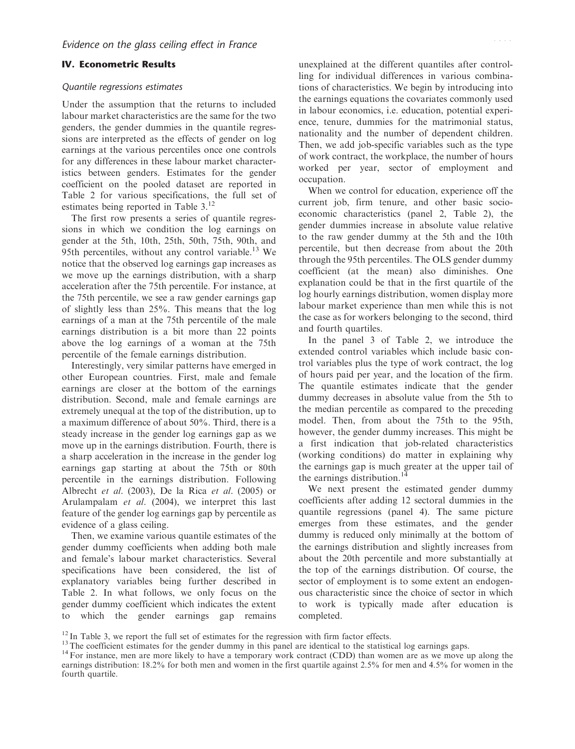## IV. Econometric Results

### Quantile regressions estimates

Under the assumption that the returns to included labour market characteristics are the same for the two genders, the gender dummies in the quantile regressions are interpreted as the effects of gender on log earnings at the various percentiles once one controls for any differences in these labour market characteristics between genders. Estimates for the gender coefficient on the pooled dataset are reported in Table 2 for various specifications, the full set of estimates being reported in Table 3.[12]

The first row presents a series of quantile regressions in which we condition the log earnings on gender at the 5th, 10th, 25th, 50th, 75th, 90th, and 95th percentiles, without any control variable.[13] We notice that the observed log earnings gap increases as we move up the earnings distribution, with a sharp acceleration after the 75th percentile. For instance, at the 75th percentile, we see a raw gender earnings gap of slightly less than 25%. This means that the log earnings of a man at the 75th percentile of the male earnings distribution is a bit more than 22 points above the log earnings of a woman at the 75th percentile of the female earnings distribution.

Interestingly, very similar patterns have emerged in other European countries. First, male and female earnings are closer at the bottom of the earnings distribution. Second, male and female earnings are extremely unequal at the top of the distribution, up to a maximum difference of about 50%. Third, there is a steady increase in the gender log earnings gap as we move up in the earnings distribution. Fourth, there is a sharp acceleration in the increase in the gender log earnings gap starting at about the 75th or 80th percentile in the earnings distribution. Following Albrecht *et al.* (2003), De la Rica *et al.* (2005) or Arulampalam *et al.* (2004), we interpret this last feature of the gender log earnings gap by percentile as evidence of a glass ceiling.

Then, we examine various quantile estimates of the gender dummy coefficients when adding both male and female's labour market characteristics. Several specifications have been considered, the list of explanatory variables being further described in Table 2. In what follows, we only focus on the gender dummy coefficient which indicates the extent to which the gender earnings gap remains unexplained at the different quantiles after controlling for individual differences in various combinations of characteristics. We begin by introducing into the earnings equations the covariates commonly used in labour economics, i.e. education, potential experience, tenure, dummies for the matrimonial status, nationality and the number of dependent children. Then, we add job-specific variables such as the type of work contract, the workplace, the number of hours worked per year, sector of employment and occupation.

When we control for education, experience off the current job, firm tenure, and other basic socio-economic characteristics (panel 2, Table 2), the gender dummies increase in absolute value relative to the raw gender dummy at the 5th and the 10th percentile, but then decrease from about the 20th through the 95th percentiles. The OLS gender dummy coefficient (at the mean) also diminishes. One explanation could be that in the first quartile of the log hourly earnings distribution, women display more labour market experience than men while this is not the case as for workers belonging to the second, third and fourth quartiles.

In the panel 3 of Table 2, we introduce the extended control variables which include basic control variables plus the type of work contract, the log of hours paid per year, and the location of the firm. The quantile estimates indicate that the gender dummy decreases in absolute value from the 5th to the median percentile as compared to the preceding model. Then, from about the 75th to the 95th, however, the gender dummy increases. This might be a first indication that job-related characteristics (working conditions) do matter in explaining why the earnings gap is much greater at the upper tail of the earnings distribution.[14]

We next present the estimated gender dummy coefficients after adding 12 sectoral dummies in the quantile regressions (panel 4). The same picture emerges from these estimates, and the gender dummy is reduced only minimally at the bottom of the earnings distribution and slightly increases from about the 20th percentile and more substantially at the top of the earnings distribution. Of course, the sector of employment is to some extent an endogenous characteristic since the choice of sector in which to work is typically made after education is completed.

[12] In Table 3, we report the full set of estimates for the regression with firm factor effects.

[13] The coefficient estimates for the gender dummy in this panel are identical to the statistical log earnings gaps.

[14] For instance, men are more likely to have a temporary work contract (CDD) than women are as we move up along the earnings distribution: 18.2% for both men and women in the first quartile against 2.5% for men and 4.5% for women in the fourth quartile.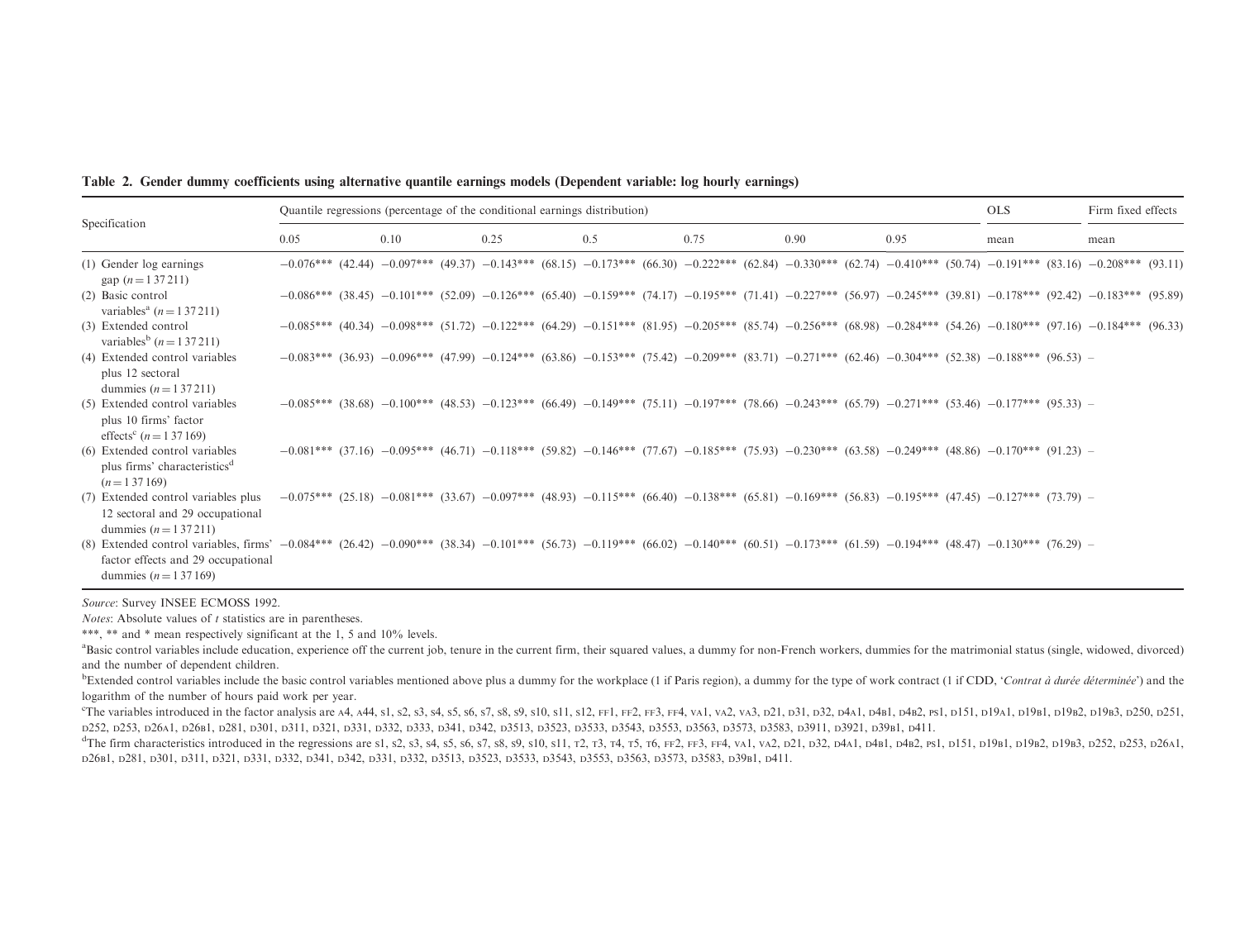**Table 2. Gender dummy coefficients using alternative quantile earnings models (Dependent variable: log hourly earnings)**

| Specification | Quantile regressions (percentage of the conditional earnings distribution) | | | | | | | OLS | Firm fixed effects |
|---|---|---|---|---|---|---|---|---|---|
| | 0.05 | 0.10 | 0.25 | 0.5 | 0.75 | 0.90 | 0.95 | mean | mean |
| (1) Gender log earnings gap ($n = 137\,211$) | −0.076*** (42.44) | −0.097*** (49.37) | −0.143*** (68.15) | −0.173*** (66.30) | −0.222*** (62.84) | −0.330*** (62.74) | −0.410*** (50.74) | −0.191*** (83.16) | −0.208*** (93.11) |
| (2) Basic control variables[a] ($n = 137\,211$) | −0.086*** (38.45) | −0.101*** (52.09) | −0.126*** (65.40) | −0.159*** (74.17) | −0.195*** (71.41) | −0.227*** (56.97) | −0.245*** (39.81) | −0.178*** (92.42) | −0.183*** (95.89) |
| (3) Extended control variables[b] ($n = 137\,211$) | −0.085*** (40.34) | −0.098*** (51.72) | −0.122*** (64.29) | −0.151*** (81.95) | −0.205*** (85.74) | −0.256*** (68.98) | −0.284*** (54.26) | −0.180*** (97.16) | −0.184*** (96.33) |
| (4) Extended control variables plus 12 sectoral dummies ($n = 137\,211$) | −0.083*** (36.93) | −0.096*** (47.99) | −0.124*** (63.86) | −0.153*** (75.42) | −0.209*** (83.71) | −0.271*** (62.46) | −0.304*** (52.38) | −0.188*** (96.53) | – |
| (5) Extended control variables plus 10 firms' factor effects[c] ($n = 137\,169$) | −0.085*** (38.68) | −0.100*** (48.53) | −0.123*** (66.49) | −0.149*** (75.11) | −0.197*** (78.66) | −0.243*** (65.79) | −0.271*** (53.46) | −0.177*** (95.33) | – |
| (6) Extended control variables plus firms' characteristics[d] ($n = 137\,169$) | −0.081*** (37.16) | −0.095*** (46.71) | −0.118*** (59.82) | −0.146*** (77.67) | −0.185*** (75.93) | −0.230*** (63.58) | −0.249*** (48.86) | −0.170*** (91.23) | – |
| (7) Extended control variables plus 12 sectoral and 29 occupational dummies ($n = 137\,211$) | −0.075*** (25.18) | −0.081*** (33.67) | −0.097*** (48.93) | −0.115*** (66.40) | −0.138*** (65.81) | −0.169*** (56.83) | −0.195*** (47.45) | −0.127*** (73.79) | – |
| (8) Extended control variables, firms' factor effects and 29 occupational dummies ($n = 137\,169$) | −0.084*** (26.42) | −0.090*** (38.34) | −0.101*** (56.73) | −0.119*** (66.02) | −0.140*** (60.51) | −0.173*** (61.59) | −0.194*** (48.47) | −0.130*** (76.29) | – |

*Source*: Survey INSEE ECMOSS 1992.

*Notes*: Absolute values of $t$ statistics are in parentheses.

***, ** and * mean respectively significant at the 1, 5 and 10% levels.

[a]Basic control variables include education, experience off the current job, tenure in the current firm, their squared values, a dummy for non-French workers, dummies for the matrimonial status (single, widowed, divorced) and the number of dependent children.

[b]Extended control variables include the basic control variables mentioned above plus a dummy for the workplace (1 if Paris region), a dummy for the type of work contract (1 if CDD, '*Contrat à durée déterminée*') and the logarithm of the number of hours paid work per year.

[c]The variables introduced in the factor analysis are A4, A44, S1, S2, S3, S4, S5, S6, S7, S8, S9, S10, S11, S12, FF1, FF2, FF3, FF4, VA1, VA2, VA3, D21, D31, D32, D4A1, D4B1, D4B2, PS1, D151, D19A1, D19B1, D19B2, D19B3, D250, D251, D252, D253, D26A1, D26B1, D281, D301, D311, D321, D331, D332, D333, D341, D342, D3513, D3523, D3533, D3543, D3553, D3563, D3573, D3583, D3911, D3921, D39B1, D411.

[d]The firm characteristics introduced in the regressions are S1, S2, S3, S4, S5, S6, S7, S8, S9, S10, S11, T2, T3, T4, T5, T6, FF2, FF3, FF4, VA1, VA2, D21, D32, D4A1, D4B1, D4B2, PS1, D151, D19B1, D19B2, D19B3, D252, D253, D26A1, D26B1, D281, D301, D311, D321, D331, D332, D341, D342, D331, D332, D3513, D3523, D3533, D3543, D3553, D3563, D3573, D3583, D39B1, D411.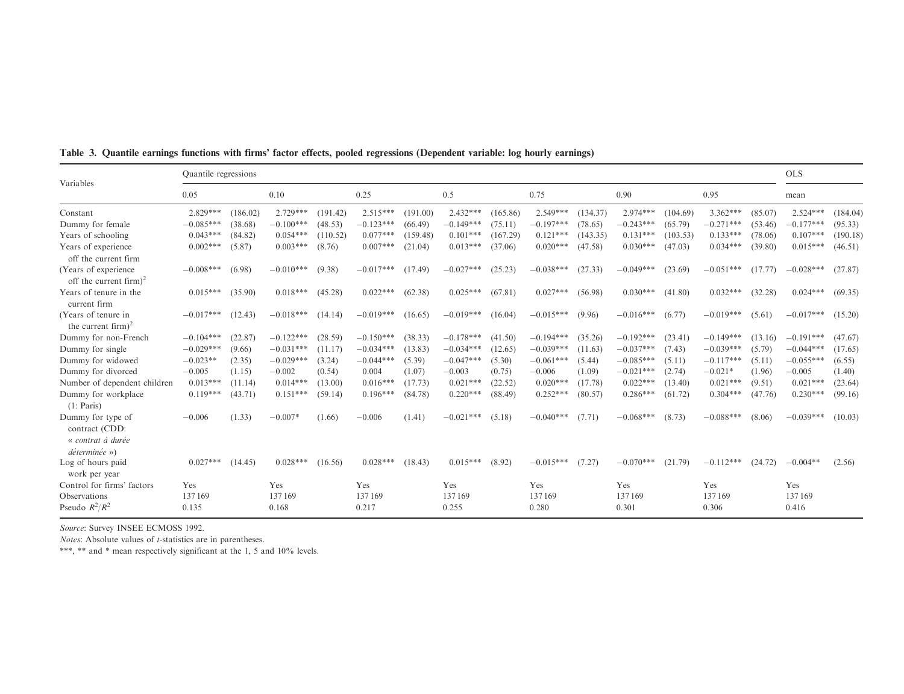**Table 3. Quantile earnings functions with firms' factor effects, pooled regressions (Dependent variable: log hourly earnings)**

| Variables | Quantile regressions | | | | | | | | | | | | | | OLS | |
|---|---|---|---|---|---|---|---|---|---|---|---|---|---|---|---|---|
| | 0.05 | | 0.10 | | 0.25 | | 0.5 | | 0.75 | | 0.90 | | 0.95 | | mean | |
| Constant | 2.829*** | (186.02) | 2.729*** | (191.42) | 2.515*** | (191.00) | 2.432*** | (165.86) | 2.549*** | (134.37) | 2.974*** | (104.69) | 3.362*** | (85.07) | 2.524*** | (184.04) |
| Dummy for female | −0.085*** | (38.68) | −0.100*** | (48.53) | −0.123*** | (66.49) | −0.149*** | (75.11) | −0.197*** | (78.65) | −0.243*** | (65.79) | −0.271*** | (53.46) | −0.177*** | (95.33) |
| Years of schooling | 0.043*** | (84.82) | 0.054*** | (110.52) | 0.077*** | (159.48) | 0.101*** | (167.29) | 0.121*** | (143.35) | 0.131*** | (103.53) | 0.133*** | (78.06) | 0.107*** | (190.18) |
| Years of experience off the current firm | 0.002*** | (5.87) | 0.003*** | (8.76) | 0.007*** | (21.04) | 0.013*** | (37.06) | 0.020*** | (47.58) | 0.030*** | (47.03) | 0.034*** | (39.80) | 0.015*** | (46.51) |
| (Years of experience off the current firm)$^2$ | −0.008*** | (6.98) | −0.010*** | (9.38) | −0.017*** | (17.49) | −0.027*** | (25.23) | −0.038*** | (27.33) | −0.049*** | (23.69) | −0.051*** | (17.77) | −0.028*** | (27.87) |
| Years of tenure in the current firm | 0.015*** | (35.90) | 0.018*** | (45.28) | 0.022*** | (62.38) | 0.025*** | (67.81) | 0.027*** | (56.98) | 0.030*** | (41.80) | 0.032*** | (32.28) | 0.024*** | (69.35) |
| (Years of tenure in the current firm)$^2$ | −0.017*** | (12.43) | −0.018*** | (14.14) | −0.019*** | (16.65) | −0.019*** | (16.04) | −0.015*** | (9.96) | −0.016*** | (6.77) | −0.019*** | (5.61) | −0.017*** | (15.20) |
| Dummy for non-French | −0.104*** | (22.87) | −0.122*** | (28.59) | −0.150*** | (38.33) | −0.178*** | (41.50) | −0.194*** | (35.26) | −0.192*** | (23.41) | −0.149*** | (13.16) | −0.191*** | (47.67) |
| Dummy for single | −0.029*** | (9.66) | −0.031*** | (11.17) | −0.034*** | (13.83) | −0.034*** | (12.65) | −0.039*** | (11.63) | −0.037*** | (7.43) | −0.039*** | (5.79) | −0.044*** | (17.65) |
| Dummy for widowed | −0.023** | (2.35) | −0.029*** | (3.24) | −0.044*** | (5.39) | −0.047*** | (5.30) | −0.061*** | (5.44) | −0.085*** | (5.11) | −0.117*** | (5.11) | −0.055*** | (6.55) |
| Dummy for divorced | −0.005 | (1.15) | −0.002 | (0.54) | 0.004 | (1.07) | −0.003 | (0.75) | −0.006 | (1.09) | −0.021*** | (2.74) | −0.021* | (1.96) | −0.005 | (1.40) |
| Number of dependent children | 0.013*** | (11.14) | 0.014*** | (13.00) | 0.016*** | (17.73) | 0.021*** | (22.52) | 0.020*** | (17.78) | 0.022*** | (13.40) | 0.021*** | (9.51) | 0.021*** | (23.64) |
| Dummy for workplace (1: Paris) | 0.119*** | (43.71) | 0.151*** | (59.14) | 0.196*** | (84.78) | 0.220*** | (88.49) | 0.252*** | (80.57) | 0.286*** | (61.72) | 0.304*** | (47.76) | 0.230*** | (99.16) |
| Dummy for type of contract (CDD: « *contrat à durée déterminée* ») | −0.006 | (1.33) | −0.007* | (1.66) | −0.006 | (1.41) | −0.021*** | (5.18) | −0.040*** | (7.71) | −0.068*** | (8.73) | −0.088*** | (8.06) | −0.039*** | (10.03) |
| Log of hours paid work per year | 0.027*** | (14.45) | 0.028*** | (16.56) | 0.028*** | (18.43) | 0.015*** | (8.92) | −0.015*** | (7.27) | −0.070*** | (21.79) | −0.112*** | (24.72) | −0.004** | (2.56) |
| Control for firms' factors | Yes | | Yes | | Yes | | Yes | | Yes | | Yes | | Yes | | Yes | |
| Observations | 137 169 | | 137 169 | | 137 169 | | 137 169 | | 137 169 | | 137 169 | | 137 169 | | 137 169 | |
| Pseudo $R^2/R^2$ | 0.135 | | 0.168 | | 0.217 | | 0.255 | | 0.280 | | 0.301 | | 0.306 | | 0.416 | |

*Source*: Survey INSEE ECMOSS 1992.

*Notes*: Absolute values of *t*-statistics are in parentheses.

***, ** and * mean respectively significant at the 1, 5 and 10% levels.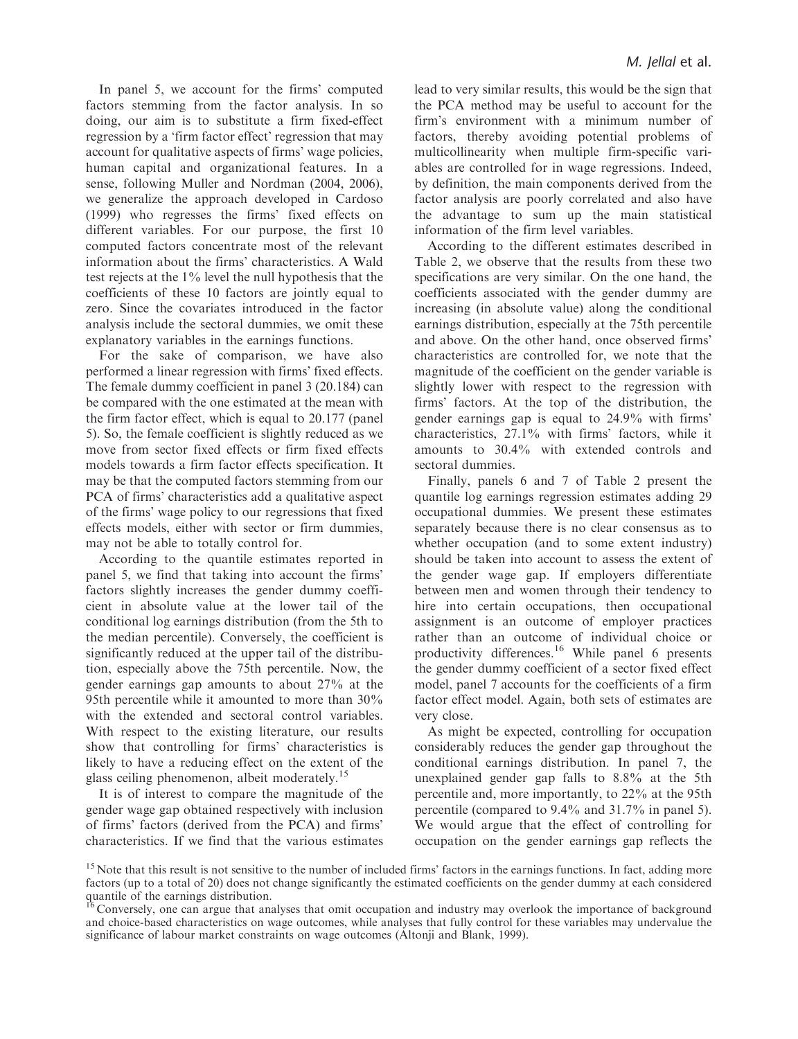In panel 5, we account for the firms' computed factors stemming from the factor analysis. In so doing, our aim is to substitute a firm fixed-effect regression by a 'firm factor effect' regression that may account for qualitative aspects of firms' wage policies, human capital and organizational features. In a sense, following Muller and Nordman (2004, 2006), we generalize the approach developed in Cardoso (1999) who regresses the firms' fixed effects on different variables. For our purpose, the first 10 computed factors concentrate most of the relevant information about the firms' characteristics. A Wald test rejects at the 1% level the null hypothesis that the coefficients of these 10 factors are jointly equal to zero. Since the covariates introduced in the factor analysis include the sectoral dummies, we omit these explanatory variables in the earnings functions.

For the sake of comparison, we have also performed a linear regression with firms' fixed effects. The female dummy coefficient in panel 3 (−0.184) can be compared with the one estimated at the mean with the firm factor effect, which is equal to −0.177 (panel 5). So, the female coefficient is slightly reduced as we move from sector fixed effects or firm fixed effects models towards a firm factor effects specification. It may be that the computed factors stemming from our PCA of firms' characteristics add a qualitative aspect of the firms' wage policy to our regressions that fixed effects models, either with sector or firm dummies, may not be able to totally control for.

According to the quantile estimates reported in panel 5, we find that taking into account the firms' factors slightly increases the gender dummy coefficient in absolute value at the lower tail of the conditional log earnings distribution (from the 5th to the median percentile). Conversely, the coefficient is significantly reduced at the upper tail of the distribution, especially above the 75th percentile. Now, the gender earnings gap amounts to about 27% at the 95th percentile while it amounted to more than 30% with the extended and sectoral control variables. With respect to the existing literature, our results show that controlling for firms' characteristics is likely to have a reducing effect on the extent of the glass ceiling phenomenon, albeit moderately.[15]

It is of interest to compare the magnitude of the gender wage gap obtained respectively with inclusion of firms' factors (derived from the PCA) and firms' characteristics. If we find that the various estimates lead to very similar results, this would be the sign that the PCA method may be useful to account for the firm's environment with a minimum number of factors, thereby avoiding potential problems of multicollinearity when multiple firm-specific variables are controlled for in wage regressions. Indeed, by definition, the main components derived from the factor analysis are poorly correlated and also have the advantage to sum up the main statistical information of the firm level variables.

According to the different estimates described in Table 2, we observe that the results from these two specifications are very similar. On the one hand, the coefficients associated with the gender dummy are increasing (in absolute value) along the conditional earnings distribution, especially at the 75th percentile and above. On the other hand, once observed firms' characteristics are controlled for, we note that the magnitude of the coefficient on the gender variable is slightly lower with respect to the regression with firms' factors. At the top of the distribution, the gender earnings gap is equal to 24.9% with firms' characteristics, 27.1% with firms' factors, while it amounts to 30.4% with extended controls and sectoral dummies.

Finally, panels 6 and 7 of Table 2 present the quantile log earnings regression estimates adding 29 occupational dummies. We present these estimates separately because there is no clear consensus as to whether occupation (and to some extent industry) should be taken into account to assess the extent of the gender wage gap. If employers differentiate between men and women through their tendency to hire into certain occupations, then occupational assignment is an outcome of employer practices rather than an outcome of individual choice or productivity differences.[16] While panel 6 presents the gender dummy coefficient of a sector fixed effect model, panel 7 accounts for the coefficients of a firm factor effect model. Again, both sets of estimates are very close.

As might be expected, controlling for occupation considerably reduces the gender gap throughout the conditional earnings distribution. In panel 7, the unexplained gender gap falls to 8.8% at the 5th percentile and, more importantly, to 22% at the 95th percentile (compared to 9.4% and 31.7% in panel 5). We would argue that the effect of controlling for occupation on the gender earnings gap reflects the

[15] Note that this result is not sensitive to the number of included firms' factors in the earnings functions. In fact, adding more factors (up to a total of 20) does not change significantly the estimated coefficients on the gender dummy at each considered quantile of the earnings distribution.

[16] Conversely, one can argue that analyses that omit occupation and industry may overlook the importance of background and choice-based characteristics on wage outcomes, while analyses that fully control for these variables may undervalue the significance of labour market constraints on wage outcomes (Altonji and Blank, 1999).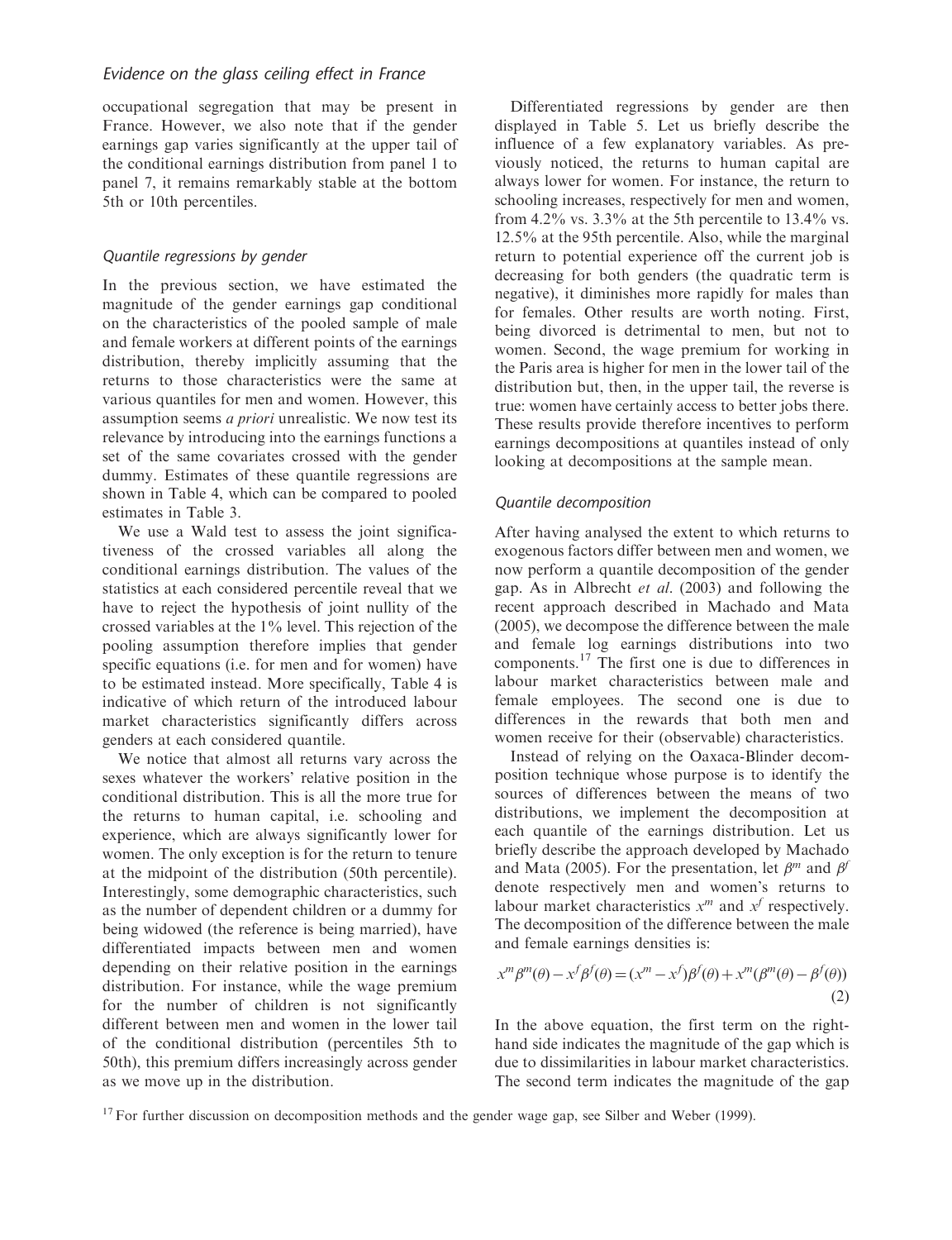occupational segregation that may be present in France. However, we also note that if the gender earnings gap varies significantly at the upper tail of the conditional earnings distribution from panel 1 to panel 7, it remains remarkably stable at the bottom 5th or 10th percentiles.

### Quantile regressions by gender

In the previous section, we have estimated the magnitude of the gender earnings gap conditional on the characteristics of the pooled sample of male and female workers at different points of the earnings distribution, thereby implicitly assuming that the returns to those characteristics were the same at various quantiles for men and women. However, this assumption seems *a priori* unrealistic. We now test its relevance by introducing into the earnings functions a set of the same covariates crossed with the gender dummy. Estimates of these quantile regressions are shown in Table 4, which can be compared to pooled estimates in Table 3.

We use a Wald test to assess the joint significativeness of the crossed variables all along the conditional earnings distribution. The values of the statistics at each considered percentile reveal that we have to reject the hypothesis of joint nullity of the crossed variables at the 1% level. This rejection of the pooling assumption therefore implies that gender specific equations (i.e. for men and for women) have to be estimated instead. More specifically, Table 4 is indicative of which return of the introduced labour market characteristics significantly differs across genders at each considered quantile.

We notice that almost all returns vary across the sexes whatever the workers' relative position in the conditional distribution. This is all the more true for the returns to human capital, i.e. schooling and experience, which are always significantly lower for women. The only exception is for the return to tenure at the midpoint of the distribution (50th percentile). Interestingly, some demographic characteristics, such as the number of dependent children or a dummy for being widowed (the reference is being married), have differentiated impacts between men and women depending on their relative position in the earnings distribution. For instance, while the wage premium for the number of children is not significantly different between men and women in the lower tail of the conditional distribution (percentiles 5th to 50th), this premium differs increasingly across gender as we move up in the distribution.

Differentiated regressions by gender are then displayed in Table 5. Let us briefly describe the influence of a few explanatory variables. As previously noticed, the returns to human capital are always lower for women. For instance, the return to schooling increases, respectively for men and women, from 4.2% vs. 3.3% at the 5th percentile to 13.4% vs. 12.5% at the 95th percentile. Also, while the marginal return to potential experience off the current job is decreasing for both genders (the quadratic term is negative), it diminishes more rapidly for males than for females. Other results are worth noting. First, being divorced is detrimental to men, but not to women. Second, the wage premium for working in the Paris area is higher for men in the lower tail of the distribution but, then, in the upper tail, the reverse is true: women have certainly access to better jobs there. These results provide therefore incentives to perform earnings decompositions at quantiles instead of only looking at decompositions at the sample mean.

### Quantile decomposition

After having analysed the extent to which returns to exogenous factors differ between men and women, we now perform a quantile decomposition of the gender gap. As in Albrecht *et al*. (2003) and following the recent approach described in Machado and Mata (2005), we decompose the difference between the male and female log earnings distributions into two components.[17] The first one is due to differences in labour market characteristics between male and female employees. The second one is due to differences in the rewards that both men and women receive for their (observable) characteristics.

Instead of relying on the Oaxaca-Blinder decomposition technique whose purpose is to identify the sources of differences between the means of two distributions, we implement the decomposition at each quantile of the earnings distribution. Let us briefly describe the approach developed by Machado and Mata (2005). For the presentation, let $\beta^m$ and $\beta^f$ denote respectively men and women's returns to labour market characteristics $x^m$ and $x^f$ respectively. The decomposition of the difference between the male and female earnings densities is:

$$x^m\beta^m(\theta) - x^f\beta^f(\theta) = (x^m - x^f)\beta^f(\theta) + x^m(\beta^m(\theta) - \beta^f(\theta)) \quad (2)$$

In the above equation, the first term on the right-hand side indicates the magnitude of the gap which is due to dissimilarities in labour market characteristics. The second term indicates the magnitude of the gap

[17] For further discussion on decomposition methods and the gender wage gap, see Silber and Weber (1999).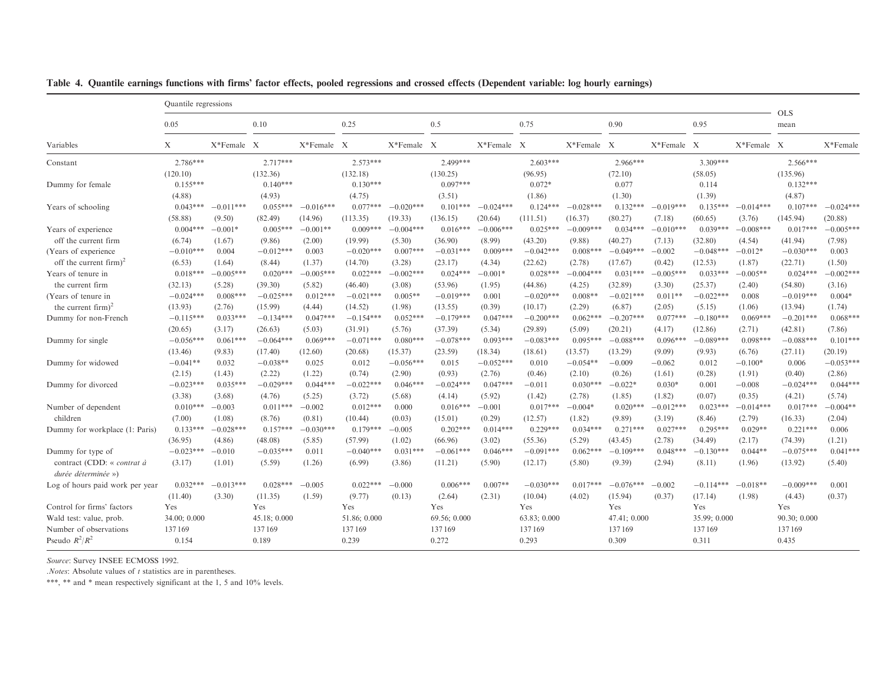**Table 4. Quantile earnings functions with firms' factor effects, pooled regressions and crossed effects (Dependent variable: log hourly earnings)**

| | Quantile regressions | | | | | | | | | | | | | | OLS mean | |
|---|---|---|---|---|---|---|---|---|---|---|---|---|---|---|---|---|
| | 0.05 | | 0.10 | | 0.25 | | 0.5 | | 0.75 | | 0.90 | | 0.95 | | | |
| Variables | X | X*Female | X | X*Female | X | X*Female | X | X*Female | X | X*Female | X | X*Female | X | X*Female | X | X*Female |
| Constant | 2.786*** | | 2.717*** | | 2.573*** | | 2.499*** | | 2.603*** | | 2.966*** | | 3.309*** | | 2.566*** | |
| | (120.10) | | (132.36) | | (132.18) | | (130.25) | | (96.95) | | (72.10) | | (58.05) | | (135.96) | |
| Dummy for female | 0.155*** | | 0.140*** | | 0.130*** | | 0.097*** | | 0.072* | | 0.077 | | 0.114 | | 0.132*** | |
| | (4.88) | | (4.93) | | (4.75) | | (3.51) | | (1.86) | | (1.30) | | (1.39) | | (4.87) | |
| Years of schooling | 0.043*** | −0.011*** | 0.055*** | −0.016*** | 0.077*** | −0.020*** | 0.101*** | −0.024*** | 0.124*** | −0.028*** | 0.132*** | −0.019*** | 0.135*** | −0.014*** | 0.107*** | −0.024*** |
| | (58.88) | (9.50) | (82.49) | (14.96) | (113.35) | (19.33) | (136.15) | (20.64) | (111.51) | (16.37) | (80.27) | (7.18) | (60.65) | (3.76) | (145.94) | (20.88) |
| Years of experience off the current firm | 0.004*** | −0.001* | 0.005*** | −0.001** | 0.009*** | −0.004*** | 0.016*** | −0.006*** | 0.025*** | −0.009*** | 0.034*** | −0.010*** | 0.039*** | −0.008*** | 0.017*** | −0.005*** |
| | (6.74) | (1.67) | (9.86) | (2.00) | (19.99) | (5.30) | (36.90) | (8.99) | (43.20) | (9.88) | (40.27) | (7.13) | (32.80) | (4.54) | (41.94) | (7.98) |
| (Years of experience off the current firm)$^2$ | −0.010*** | 0.004 | −0.012*** | 0.003 | −0.020*** | 0.007*** | −0.031*** | 0.009*** | −0.042*** | 0.008*** | −0.049*** | −0.002 | −0.048*** | −0.012* | −0.030*** | 0.003 |
| | (6.53) | (1.64) | (8.44) | (1.37) | (14.70) | (3.28) | (23.17) | (4.34) | (22.62) | (2.78) | (17.67) | (0.42) | (12.53) | (1.87) | (22.71) | (1.50) |
| Years of tenure in the current firm | 0.018*** | −0.005*** | 0.020*** | −0.005*** | 0.022*** | −0.002*** | 0.024*** | −0.001* | 0.028*** | −0.004*** | 0.031*** | −0.005*** | 0.033*** | −0.005** | 0.024*** | −0.002*** |
| | (32.13) | (5.28) | (39.30) | (5.82) | (46.40) | (3.08) | (53.96) | (1.95) | (44.86) | (4.25) | (32.89) | (3.30) | (25.37) | (2.40) | (54.80) | (3.16) |
| (Years of tenure in the current firm)$^2$ | −0.024*** | 0.008*** | −0.025*** | 0.012*** | −0.021*** | 0.005** | −0.019*** | 0.001 | −0.020*** | 0.008** | −0.021*** | 0.011** | −0.022*** | 0.008 | −0.019*** | 0.004* |
| | (13.93) | (2.76) | (15.99) | (4.44) | (14.52) | (1.98) | (13.55) | (0.39) | (10.17) | (2.29) | (6.87) | (2.05) | (5.15) | (1.06) | (13.94) | (1.74) |
| Dummy for non-French | −0.115*** | 0.033*** | −0.134*** | 0.047*** | −0.154*** | 0.052*** | −0.179*** | 0.047*** | −0.200*** | 0.062*** | −0.207*** | 0.077*** | −0.180*** | 0.069*** | −0.201*** | 0.068*** |
| | (20.65) | (3.17) | (26.63) | (5.03) | (31.91) | (5.76) | (37.39) | (5.34) | (29.89) | (5.09) | (20.21) | (4.17) | (12.86) | (2.71) | (42.81) | (7.86) |
| Dummy for single | −0.056*** | 0.061*** | −0.064*** | 0.069*** | −0.071*** | 0.080*** | −0.078*** | 0.093*** | −0.083*** | 0.095*** | −0.088*** | 0.096*** | −0.089*** | 0.098*** | −0.088*** | 0.101*** |
| | (13.46) | (9.83) | (17.40) | (12.60) | (20.68) | (15.37) | (23.59) | (18.34) | (18.61) | (13.57) | (13.29) | (9.09) | (9.93) | (6.76) | (27.11) | (20.19) |
| Dummy for widowed | −0.041** | 0.032 | −0.038** | 0.025 | 0.012 | −0.056*** | 0.015 | −0.052*** | 0.010 | −0.054** | −0.009 | −0.062 | 0.012 | −0.100* | 0.006 | −0.053*** |
| | (2.15) | (1.43) | (2.22) | (1.22) | (0.74) | (2.90) | (0.93) | (2.76) | (0.46) | (2.10) | (0.26) | (1.61) | (0.28) | (1.91) | (0.40) | (2.86) |
| Dummy for divorced | −0.023*** | 0.035*** | −0.029*** | 0.044*** | −0.022*** | 0.046*** | −0.024*** | 0.047*** | −0.011 | 0.030*** | −0.022* | 0.030* | 0.001 | −0.008 | −0.024*** | 0.044*** |
| | (3.38) | (3.68) | (4.76) | (5.25) | (3.72) | (5.68) | (4.14) | (5.92) | (1.42) | (2.78) | (1.85) | (1.82) | (0.07) | (0.35) | (4.21) | (5.74) |
| Number of dependent children | 0.010*** | −0.003 | 0.011*** | −0.002 | 0.012*** | 0.000 | 0.016*** | −0.001 | 0.017*** | −0.004* | 0.020*** | −0.012*** | 0.023*** | −0.014*** | 0.017*** | −0.004** |
| | (7.00) | (1.08) | (8.76) | (0.81) | (10.44) | (0.03) | (15.01) | (0.29) | (12.57) | (1.82) | (9.89) | (3.19) | (8.46) | (2.79) | (16.33) | (2.04) |
| Dummy for workplace (1: Paris) | 0.133*** | −0.028*** | 0.157*** | −0.030*** | 0.179*** | −0.005 | 0.202*** | 0.014*** | 0.229*** | 0.034*** | 0.271*** | 0.027*** | 0.295*** | 0.029** | 0.221*** | 0.006 |
| | (36.95) | (4.86) | (48.08) | (5.85) | (57.99) | (1.02) | (66.96) | (3.02) | (55.36) | (5.29) | (43.45) | (2.78) | (34.49) | (2.17) | (74.39) | (1.21) |
| Dummy for type of contract (CDD: « *contrat à durée déterminée* ») | −0.023*** | −0.010 | −0.035*** | 0.011 | −0.040*** | 0.031*** | −0.061*** | 0.046*** | −0.091*** | 0.062*** | −0.109*** | 0.048*** | −0.130*** | 0.044** | −0.075*** | 0.041*** |
| | (3.17) | (1.01) | (5.59) | (1.26) | (6.99) | (3.86) | (11.21) | (5.90) | (12.17) | (5.80) | (9.39) | (2.94) | (8.11) | (1.96) | (13.92) | (5.40) |
| Log of hours paid work per year | 0.032*** | −0.013*** | 0.028*** | −0.005 | 0.022*** | −0.000 | 0.006*** | 0.007** | −0.030*** | 0.017*** | −0.076*** | −0.002 | −0.114*** | −0.018** | −0.009*** | 0.001 |
| | (11.40) | (3.30) | (11.35) | (1.59) | (9.77) | (0.13) | (2.64) | (2.31) | (10.04) | (4.02) | (15.94) | (0.37) | (17.14) | (1.98) | (4.43) | (0.37) |
| Control for firms' factors | Yes | | Yes | | Yes | | Yes | | Yes | | Yes | | Yes | | Yes | |
| Wald test: value, prob. | 34.00; 0.000 | | 45.18; 0.000 | | 51.86; 0.000 | | 69.56; 0.000 | | 63.83; 0.000 | | 47.41; 0.000 | | 35.99; 0.000 | | 90.30; 0.000 | |
| Number of observations | 137169 | | 137169 | | 137169 | | 137169 | | 137169 | | 137169 | | 137169 | | 137169 | |
| Pseudo $R^2$/$R^2$ | 0.154 | | 0.189 | | 0.239 | | 0.272 | | 0.293 | | 0.309 | | 0.311 | | 0.435 | |

*Source*: Survey INSEE ECMOSS 1992.

*Notes*: Absolute values of *t* statistics are in parentheses.

***, ** and * mean respectively significant at the 1, 5 and 10% levels.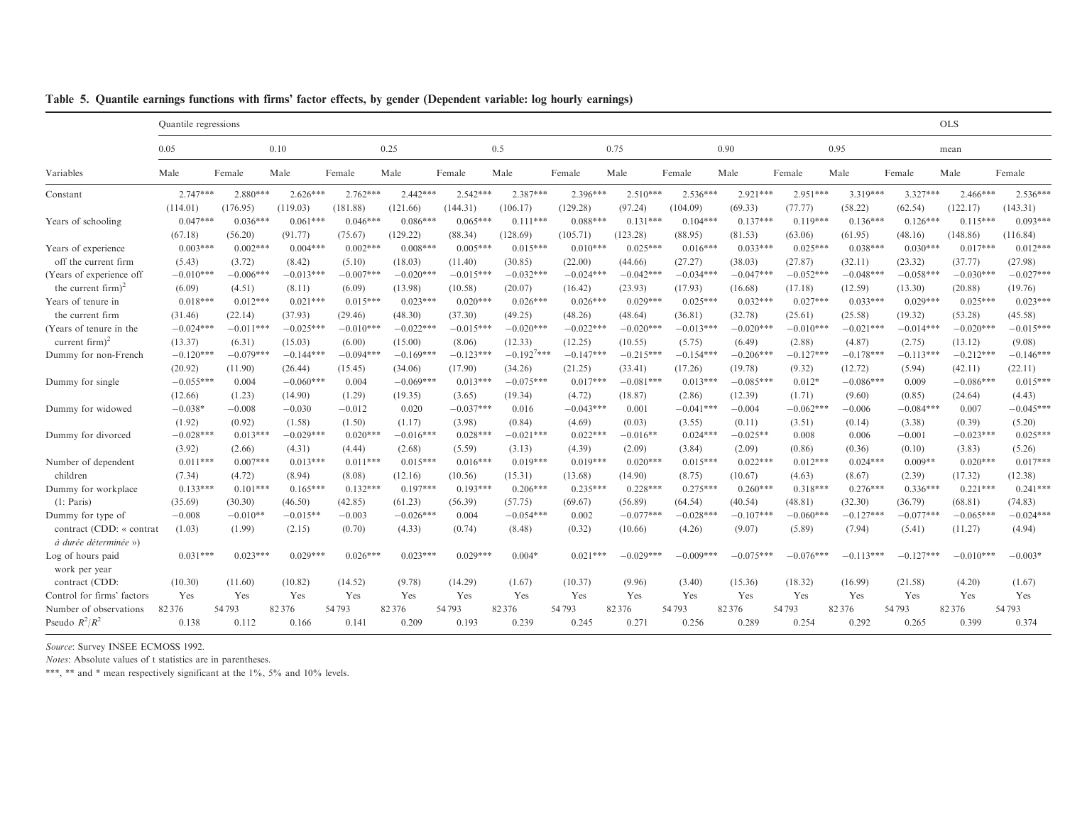**Table 5. Quantile earnings functions with firms' factor effects, by gender (Dependent variable: log hourly earnings)**

| | Quantile regressions | | | | | | | | | | | | | | OLS | |
|---|---|---|---|---|---|---|---|---|---|---|---|---|---|---|---|---|
| | 0.05 | | 0.10 | | 0.25 | | 0.5 | | 0.75 | | 0.90 | | 0.95 | | mean | |
| Variables | Male | Female | Male | Female | Male | Female | Male | Female | Male | Female | Male | Female | Male | Female | Male | Female |
| Constant | 2.747*** | 2.880*** | 2.626*** | 2.762*** | 2.442*** | 2.542*** | 2.387*** | 2.396*** | 2.510*** | 2.536*** | 2.921*** | 2.951*** | 3.319*** | 3.327*** | 2.466*** | 2.536*** |
| | (114.01) | (176.95) | (119.03) | (181.88) | (121.66) | (144.31) | (106.17) | (129.28) | (97.24) | (104.09) | (69.33) | (77.77) | (58.22) | (62.54) | (122.17) | (143.31) |
| Years of schooling | 0.047*** | 0.036*** | 0.061*** | 0.046*** | 0.086*** | 0.065*** | 0.111*** | 0.088*** | 0.131*** | 0.104*** | 0.137*** | 0.119*** | 0.136*** | 0.126*** | 0.115*** | 0.093*** |
| | (67.18) | (56.20) | (91.77) | (75.67) | (129.22) | (88.34) | (128.69) | (105.71) | (123.28) | (88.95) | (81.53) | (63.06) | (61.95) | (48.16) | (148.86) | (116.84) |
| Years of experience off the current firm | 0.003*** | 0.002*** | 0.004*** | 0.002*** | 0.008*** | 0.005*** | 0.015*** | 0.010*** | 0.025*** | 0.016*** | 0.033*** | 0.025*** | 0.038*** | 0.030*** | 0.017*** | 0.012*** |
| | (5.43) | (3.72) | (8.42) | (5.10) | (18.03) | (11.40) | (30.85) | (22.00) | (44.66) | (27.27) | (38.03) | (27.87) | (32.11) | (23.32) | (37.77) | (27.98) |
| (Years of experience off the current firm)$^2$ | −0.010*** | −0.006*** | −0.013*** | −0.007*** | −0.020*** | −0.015*** | −0.032*** | −0.024*** | −0.042*** | −0.034*** | −0.047*** | −0.052*** | −0.048*** | −0.058*** | −0.030*** | −0.027*** |
| | (6.09) | (4.51) | (8.11) | (6.09) | (13.98) | (10.58) | (20.07) | (16.42) | (23.93) | (17.93) | (16.68) | (17.18) | (12.59) | (13.30) | (20.88) | (19.76) |
| Years of tenure in the current firm | 0.018*** | 0.012*** | 0.021*** | 0.015*** | 0.023*** | 0.020*** | 0.026*** | 0.026*** | 0.029*** | 0.025*** | 0.032*** | 0.027*** | 0.033*** | 0.029*** | 0.025*** | 0.023*** |
| | (31.46) | (22.14) | (37.93) | (29.46) | (48.30) | (37.30) | (49.25) | (48.26) | (48.64) | (36.81) | (32.78) | (25.61) | (25.58) | (19.32) | (53.28) | (45.58) |
| (Years of tenure in the current firm)$^2$ | −0.024*** | −0.011*** | −0.025*** | −0.010*** | −0.022*** | −0.015*** | −0.020*** | −0.022*** | −0.020*** | −0.013*** | −0.020*** | −0.010*** | −0.021*** | −0.014*** | −0.020*** | −0.015*** |
| | (13.37) | (6.31) | (15.03) | (6.00) | (15.00) | (8.06) | (12.33) | (12.25) | (10.55) | (5.75) | (6.49) | (2.88) | (4.87) | (2.75) | (13.12) | (9.08) |
| Dummy for non-French | −0.120*** | −0.079*** | −0.144*** | −0.094*** | −0.169*** | −0.123*** | −0.192$^7$*** | −0.147*** | −0.215*** | −0.154*** | −0.206*** | −0.127*** | −0.178*** | −0.113*** | −0.212*** | −0.146*** |
| | (20.92) | (11.90) | (26.44) | (15.45) | (34.06) | (17.90) | (34.26) | (21.25) | (33.41) | (17.26) | (19.78) | (9.32) | (12.72) | (5.94) | (42.11) | (22.11) |
| Dummy for single | −0.055*** | 0.004 | −0.060*** | 0.004 | −0.069*** | 0.013*** | −0.075*** | 0.017*** | −0.081*** | 0.013*** | −0.085*** | 0.012* | −0.086*** | 0.009 | −0.086*** | 0.015*** |
| | (12.66) | (1.23) | (14.90) | (1.29) | (19.35) | (3.65) | (19.34) | (4.72) | (18.87) | (2.86) | (12.39) | (1.71) | (9.60) | (0.85) | (24.64) | (4.43) |
| Dummy for widowed | −0.038* | −0.008 | −0.030 | −0.012 | 0.020 | −0.037*** | 0.016 | −0.043*** | 0.001 | −0.041*** | −0.004 | −0.062*** | −0.006 | −0.084*** | 0.007 | −0.045*** |
| | (1.92) | (0.92) | (1.58) | (1.50) | (1.17) | (3.98) | (0.84) | (4.69) | (0.03) | (3.55) | (0.11) | (3.51) | (0.14) | (3.38) | (0.39) | (5.20) |
| Dummy for divorced | −0.028*** | 0.013*** | −0.029*** | 0.020*** | −0.016*** | 0.028*** | −0.021*** | 0.022*** | −0.016** | 0.024*** | −0.025** | 0.008 | 0.006 | −0.001 | −0.023*** | 0.025*** |
| | (3.92) | (2.66) | (4.31) | (4.44) | (2.68) | (5.59) | (3.13) | (4.39) | (2.09) | (3.84) | (2.09) | (0.86) | (0.36) | (0.10) | (3.83) | (5.26) |
| Number of dependent children | 0.011*** | 0.007*** | 0.013*** | 0.011*** | 0.015*** | 0.016*** | 0.019*** | 0.019*** | 0.020*** | 0.015*** | 0.022*** | 0.012*** | 0.024*** | 0.009** | 0.020*** | 0.017*** |
| | (7.34) | (4.72) | (8.94) | (8.08) | (12.16) | (10.56) | (15.31) | (13.68) | (14.90) | (8.75) | (10.67) | (4.63) | (8.67) | (2.39) | (17.32) | (12.38) |
| Dummy for workplace (1: Paris) | 0.133*** | 0.101*** | 0.165*** | 0.132*** | 0.197*** | 0.193*** | 0.206*** | 0.235*** | 0.228*** | 0.275*** | 0.260*** | 0.318*** | 0.276*** | 0.336*** | 0.221*** | 0.241*** |
| | (35.69) | (30.30) | (46.50) | (42.85) | (61.23) | (56.39) | (57.75) | (69.67) | (56.89) | (64.54) | (40.54) | (48.81) | (32.30) | (36.79) | (68.81) | (74.83) |
| Dummy for type of contract (CDD: « contrat *à durée déterminée* ») | −0.008 | −0.010** | −0.015** | −0.003 | −0.026*** | 0.004 | −0.054*** | 0.002 | −0.077*** | −0.028*** | −0.107*** | −0.060*** | −0.127*** | −0.077*** | −0.065*** | −0.024*** |
| | (1.03) | (1.99) | (2.15) | (0.70) | (4.33) | (0.74) | (8.48) | (0.32) | (10.66) | (4.26) | (9.07) | (5.89) | (7.94) | (5.41) | (11.27) | (4.94) |
| Log of hours paid work per year contract (CDD: | 0.031*** | 0.023*** | 0.029*** | 0.026*** | 0.023*** | 0.029*** | 0.004* | 0.021*** | −0.029*** | −0.009*** | −0.075*** | −0.076*** | −0.113*** | −0.127*** | −0.010*** | −0.003* |
| | (10.30) | (11.60) | (10.82) | (14.52) | (9.78) | (14.29) | (1.67) | (10.37) | (9.96) | (3.40) | (15.36) | (18.32) | (16.99) | (21.58) | (4.20) | (1.67) |
| Control for firms' factors | Yes | Yes | Yes | Yes | Yes | Yes | Yes | Yes | Yes | Yes | Yes | Yes | Yes | Yes | Yes | Yes |
| Number of observations | 82 376 | 54 793 | 82 376 | 54 793 | 82 376 | 54 793 | 82 376 | 54 793 | 82 376 | 54 793 | 82 376 | 54 793 | 82 376 | 54 793 | 82 376 | 54 793 |
| Pseudo $R^2$/$R^2$ | 0.138 | 0.112 | 0.166 | 0.141 | 0.209 | 0.193 | 0.239 | 0.245 | 0.271 | 0.256 | 0.289 | 0.254 | 0.292 | 0.265 | 0.399 | 0.374 |

*Source*: Survey INSEE ECMOSS 1992.

*Notes*: Absolute values of t statistics are in parentheses.

***, ** and * mean respectively significant at the 1%, 5% and 10% levels.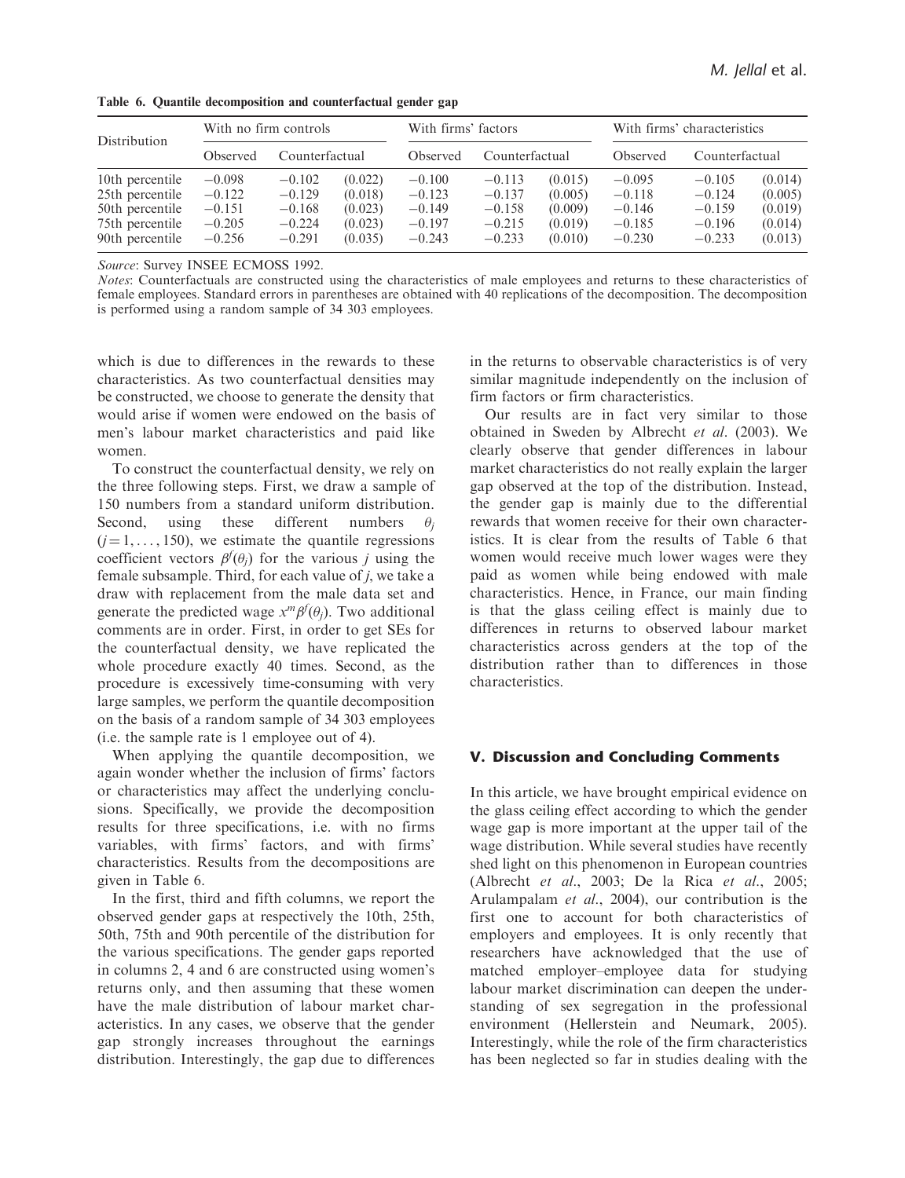**Table 6. Quantile decomposition and counterfactual gender gap**

| Distribution | With no firm controls | | | With firms' factors | | | With firms' characteristics | | |
|---|---|---|---|---|---|---|---|---|---|
| | Observed | Counterfactual | | Observed | Counterfactual | | Observed | Counterfactual | |
| 10th percentile | −0.098 | −0.102 | (0.022) | −0.100 | −0.113 | (0.015) | −0.095 | −0.105 | (0.014) |
| 25th percentile | −0.122 | −0.129 | (0.018) | −0.123 | −0.137 | (0.005) | −0.118 | −0.124 | (0.005) |
| 50th percentile | −0.151 | −0.168 | (0.023) | −0.149 | −0.158 | (0.009) | −0.146 | −0.159 | (0.019) |
| 75th percentile | −0.205 | −0.224 | (0.023) | −0.197 | −0.215 | (0.019) | −0.185 | −0.196 | (0.014) |
| 90th percentile | −0.256 | −0.291 | (0.035) | −0.243 | −0.233 | (0.010) | −0.230 | −0.233 | (0.013) |

*Source*: Survey INSEE ECMOSS 1992.

*Notes*: Counterfactuals are constructed using the characteristics of male employees and returns to these characteristics of female employees. Standard errors in parentheses are obtained with 40 replications of the decomposition. The decomposition is performed using a random sample of 34 303 employees.

which is due to differences in the rewards to these characteristics. As two counterfactual densities may be constructed, we choose to generate the density that would arise if women were endowed on the basis of men's labour market characteristics and paid like women.

To construct the counterfactual density, we rely on the three following steps. First, we draw a sample of 150 numbers from a standard uniform distribution. Second, using these different numbers $\theta_j$ ($j = 1, \ldots, 150$), we estimate the quantile regressions coefficient vectors $\beta^f(\theta_j)$ for the various $j$ using the female subsample. Third, for each value of $j$, we take a draw with replacement from the male data set and generate the predicted wage $x^m\beta^f(\theta_j)$. Two additional comments are in order. First, in order to get SEs for the counterfactual density, we have replicated the whole procedure exactly 40 times. Second, as the procedure is excessively time-consuming with very large samples, we perform the quantile decomposition on the basis of a random sample of 34 303 employees (i.e. the sample rate is 1 employee out of 4).

When applying the quantile decomposition, we again wonder whether the inclusion of firms' factors or characteristics may affect the underlying conclusions. Specifically, we provide the decomposition results for three specifications, i.e. with no firms variables, with firms' factors, and with firms' characteristics. Results from the decompositions are given in Table 6.

In the first, third and fifth columns, we report the observed gender gaps at respectively the 10th, 25th, 50th, 75th and 90th percentile of the distribution for the various specifications. The gender gaps reported in columns 2, 4 and 6 are constructed using women's returns only, and then assuming that these women have the male distribution of labour market characteristics. In any cases, we observe that the gender gap strongly increases throughout the earnings distribution. Interestingly, the gap due to differences in the returns to observable characteristics is of very similar magnitude independently on the inclusion of firm factors or firm characteristics.

Our results are in fact very similar to those obtained in Sweden by Albrecht *et al*. (2003). We clearly observe that gender differences in labour market characteristics do not really explain the larger gap observed at the top of the distribution. Instead, the gender gap is mainly due to the differential rewards that women receive for their own characteristics. It is clear from the results of Table 6 that women would receive much lower wages were they paid as women while being endowed with male characteristics. Hence, in France, our main finding is that the glass ceiling effect is mainly due to differences in returns to observed labour market characteristics across genders at the top of the distribution rather than to differences in those characteristics.

## V. Discussion and Concluding Comments

In this article, we have brought empirical evidence on the glass ceiling effect according to which the gender wage gap is more important at the upper tail of the wage distribution. While several studies have recently shed light on this phenomenon in European countries (Albrecht *et al*., 2003; De la Rica *et al*., 2005; Arulampalam *et al*., 2004), our contribution is the first one to account for both characteristics of employers and employees. It is only recently that researchers have acknowledged that the use of matched employer–employee data for studying labour market discrimination can deepen the understanding of sex segregation in the professional environment (Hellerstein and Neumark, 2005). Interestingly, while the role of the firm characteristics has been neglected so far in studies dealing with the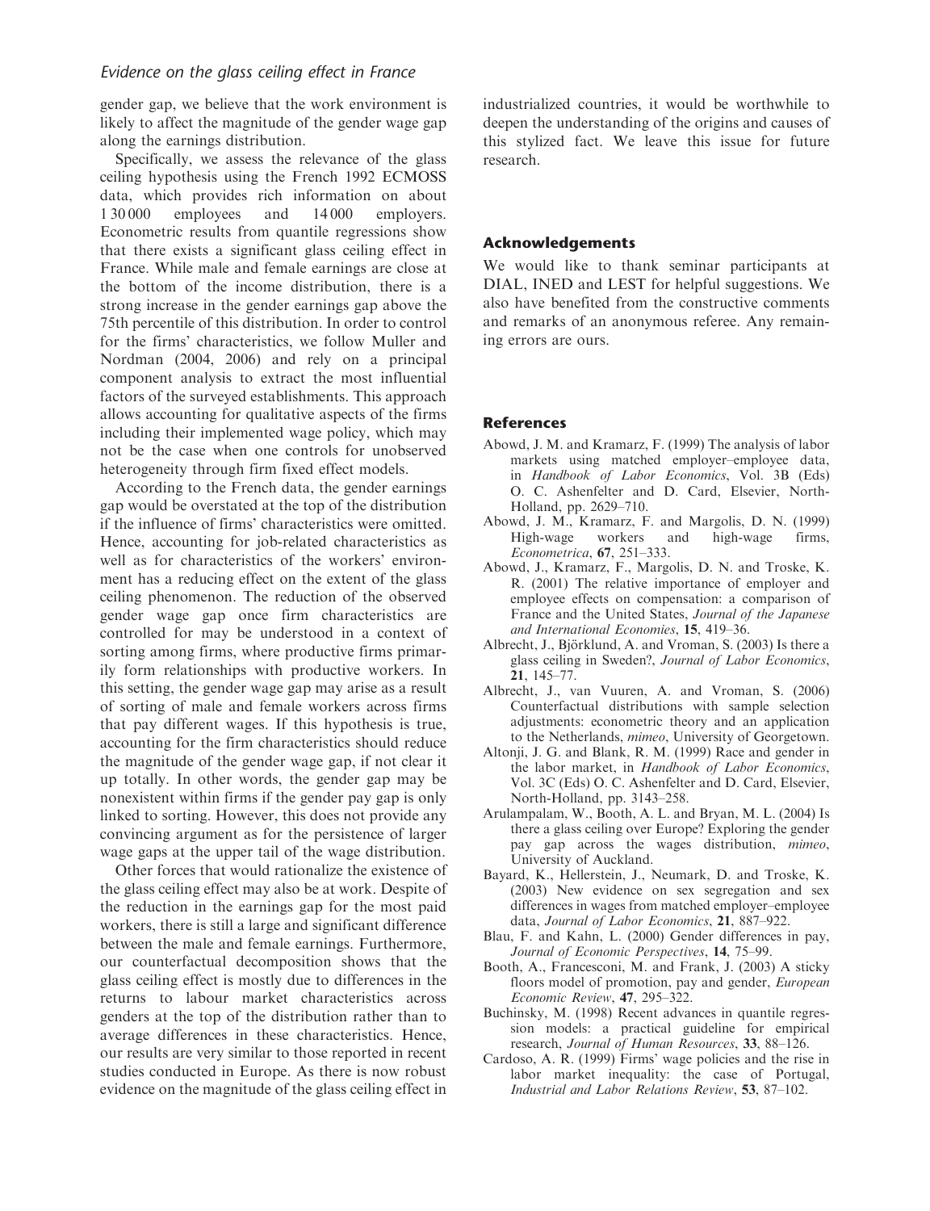gender gap, we believe that the work environment is likely to affect the magnitude of the gender wage gap along the earnings distribution.

Specifically, we assess the relevance of the glass ceiling hypothesis using the French 1992 ECMOSS data, which provides rich information on about 1 30 000 employees and 14 000 employers. Econometric results from quantile regressions show that there exists a significant glass ceiling effect in France. While male and female earnings are close at the bottom of the income distribution, there is a strong increase in the gender earnings gap above the 75th percentile of this distribution. In order to control for the firms' characteristics, we follow Muller and Nordman (2004, 2006) and rely on a principal component analysis to extract the most influential factors of the surveyed establishments. This approach allows accounting for qualitative aspects of the firms including their implemented wage policy, which may not be the case when one controls for unobserved heterogeneity through firm fixed effect models.

According to the French data, the gender earnings gap would be overstated at the top of the distribution if the influence of firms' characteristics were omitted. Hence, accounting for job-related characteristics as well as for characteristics of the workers' environment has a reducing effect on the extent of the glass ceiling phenomenon. The reduction of the observed gender wage gap once firm characteristics are controlled for may be understood in a context of sorting among firms, where productive firms primarily form relationships with productive workers. In this setting, the gender wage gap may arise as a result of sorting of male and female workers across firms that pay different wages. If this hypothesis is true, accounting for the firm characteristics should reduce the magnitude of the gender wage gap, if not clear it up totally. In other words, the gender gap may be nonexistent within firms if the gender pay gap is only linked to sorting. However, this does not provide any convincing argument as for the persistence of larger wage gaps at the upper tail of the wage distribution.

Other forces that would rationalize the existence of the glass ceiling effect may also be at work. Despite of the reduction in the earnings gap for the most paid workers, there is still a large and significant difference between the male and female earnings. Furthermore, our counterfactual decomposition shows that the glass ceiling effect is mostly due to differences in the returns to labour market characteristics across genders at the top of the distribution rather than to average differences in these characteristics. Hence, our results are very similar to those reported in recent studies conducted in Europe. As there is now robust evidence on the magnitude of the glass ceiling effect in industrialized countries, it would be worthwhile to deepen the understanding of the origins and causes of this stylized fact. We leave this issue for future research.

## Acknowledgements

We would like to thank seminar participants at DIAL, INED and LEST for helpful suggestions. We also have benefited from the constructive comments and remarks of an anonymous referee. Any remaining errors are ours.

## References

Abowd, J. M. and Kramarz, F. (1999) The analysis of labor markets using matched employer–employee data, in *Handbook of Labor Economics*, Vol. 3B (Eds) O. C. Ashenfelter and D. Card, Elsevier, North-Holland, pp. 2629–710.

Abowd, J. M., Kramarz, F. and Margolis, D. N. (1999) High-wage workers and high-wage firms, *Econometrica*, **67**, 251–333.

Abowd, J. M., Kramarz, F., Margolis, D. N. and Troske, K. R. (2001) The relative importance of employer and employee effects on compensation: a comparison of France and the United States, *Journal of the Japanese and International Economies*, **15**, 419–36.

Albrecht, J., Björklund, A. and Vroman, S. (2003) Is there a glass ceiling in Sweden?, *Journal of Labor Economics*, **21**, 145–77.

Albrecht, J., van Vuuren, A. and Vroman, S. (2006) Counterfactual distributions with sample selection adjustments: econometric theory and an application to the Netherlands, *mimeo*, University of Georgetown.

Altonji, J. G. and Blank, R. M. (1999) Race and gender in the labor market, in *Handbook of Labor Economics*, Vol. 3C (Eds) O. C. Ashenfelter and D. Card, Elsevier, North-Holland, pp. 3143–258.

Arulampalam, W., Booth, A. L. and Bryan, M. L. (2004) Is there a glass ceiling over Europe? Exploring the gender pay gap across the wages distribution, *mimeo*, University of Auckland.

Bayard, K., Hellerstein, J., Neumark, D. and Troske, K. (2003) New evidence on sex segregation and sex differences in wages from matched employer–employee data, *Journal of Labor Economics*, **21**, 887–922.

Blau, F. and Kahn, L. (2000) Gender differences in pay, *Journal of Economic Perspectives*, **14**, 75–99.

Booth, A., Francesconi, M. and Frank, J. (2003) A sticky floors model of promotion, pay and gender, *European Economic Review*, **47**, 295–322.

Buchinsky, M. (1998) Recent advances in quantile regression models: a practical guideline for empirical research, *Journal of Human Resources*, **33**, 88–126.

Cardoso, A. R. (1999) Firms' wage policies and the rise in labor market inequality: the case of Portugal, *Industrial and Labor Relations Review*, **53**, 87–102.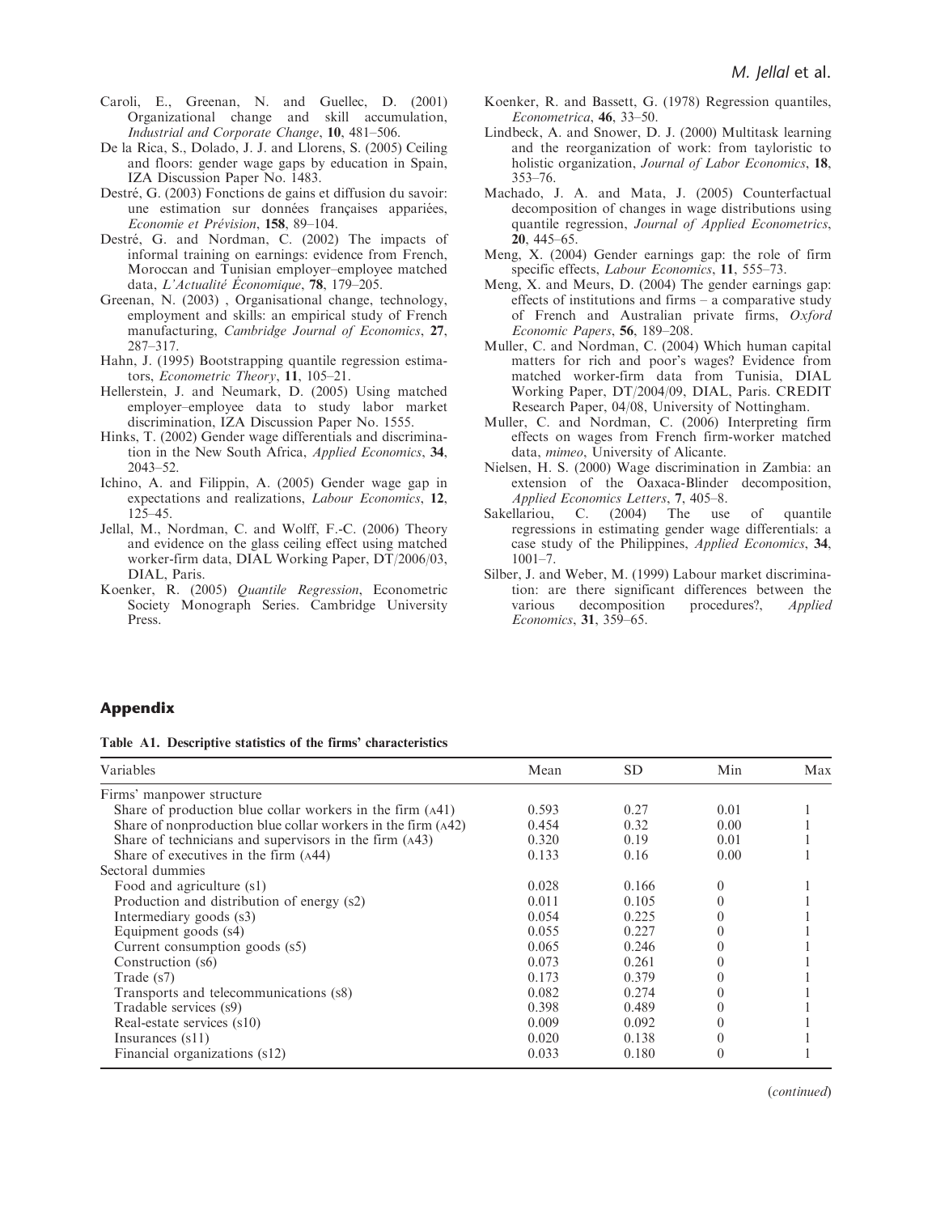Caroli, E., Greenan, N. and Guellec, D. (2001) Organizational change and skill accumulation, *Industrial and Corporate Change*, **10**, 481–506.

De la Rica, S., Dolado, J. J. and Llorens, S. (2005) Ceiling and floors: gender wage gaps by education in Spain, IZA Discussion Paper No. 1483.

Destré, G. (2003) Fonctions de gains et diffusion du savoir: une estimation sur données françaises appariées, *Economie et Prévision*, **158**, 89–104.

Destré, G. and Nordman, C. (2002) The impacts of informal training on earnings: evidence from French, Moroccan and Tunisian employer–employee matched data, *L'Actualité Économique*, **78**, 179–205.

Greenan, N. (2003) , Organisational change, technology, employment and skills: an empirical study of French manufacturing, *Cambridge Journal of Economics*, **27**, 287–317.

Hahn, J. (1995) Bootstrapping quantile regression estimators, *Econometric Theory*, **11**, 105–21.

Hellerstein, J. and Neumark, D. (2005) Using matched employer–employee data to study labor market discrimination, IZA Discussion Paper No. 1555.

Hinks, T. (2002) Gender wage differentials and discrimination in the New South Africa, *Applied Economics*, **34**, 2043–52.

Ichino, A. and Filippin, A. (2005) Gender wage gap in expectations and realizations, *Labour Economics*, **12**, 125–45.

Jellal, M., Nordman, C. and Wolff, F.-C. (2006) Theory and evidence on the glass ceiling effect using matched worker-firm data, DIAL Working Paper, DT/2006/03, DIAL, Paris.

Koenker, R. (2005) *Quantile Regression*, Econometric Society Monograph Series. Cambridge University Press.

Koenker, R. and Bassett, G. (1978) Regression quantiles, *Econometrica*, **46**, 33–50.

Lindbeck, A. and Snower, D. J. (2000) Multitask learning and the reorganization of work: from tayloristic to holistic organization, *Journal of Labor Economics*, **18**, 353–76.

Machado, J. A. and Mata, J. (2005) Counterfactual decomposition of changes in wage distributions using quantile regression, *Journal of Applied Econometrics*, **20**, 445–65.

Meng, X. (2004) Gender earnings gap: the role of firm specific effects, *Labour Economics*, **11**, 555–73.

Meng, X. and Meurs, D. (2004) The gender earnings gap: effects of institutions and firms – a comparative study of French and Australian private firms, *Oxford Economic Papers*, **56**, 189–208.

Muller, C. and Nordman, C. (2004) Which human capital matters for rich and poor's wages? Evidence from matched worker-firm data from Tunisia, DIAL Working Paper, DT/2004/09, DIAL, Paris. CREDIT Research Paper, 04/08, University of Nottingham.

Muller, C. and Nordman, C. (2006) Interpreting firm effects on wages from French firm-worker matched data, *mimeo*, University of Alicante.

Nielsen, H. S. (2000) Wage discrimination in Zambia: an extension of the Oaxaca-Blinder decomposition, *Applied Economics Letters*, **7**, 405–8.

Sakellariou, C. (2004) The use of quantile regressions in estimating gender wage differentials: a case study of the Philippines, *Applied Economics*, **34**, 1001–7.

Silber, J. and Weber, M. (1999) Labour market discrimination: are there significant differences between the various decomposition procedures?, *Applied Economics*, **31**, 359–65.

## Appendix

**Table A1. Descriptive statistics of the firms' characteristics**

| Variables | Mean | SD | Min | Max |
|---|---|---|---|---|
| Firms' manpower structure | | | | |
| Share of production blue collar workers in the firm (A41) | 0.593 | 0.27 | 0.01 | 1 |
| Share of nonproduction blue collar workers in the firm (A42) | 0.454 | 0.32 | 0.00 | 1 |
| Share of technicians and supervisors in the firm (A43) | 0.320 | 0.19 | 0.01 | 1 |
| Share of executives in the firm (A44) | 0.133 | 0.16 | 0.00 | 1 |
| Sectoral dummies | | | | |
| Food and agriculture (s1) | 0.028 | 0.166 | 0 | 1 |
| Production and distribution of energy (s2) | 0.011 | 0.105 | 0 | 1 |
| Intermediary goods (s3) | 0.054 | 0.225 | 0 | 1 |
| Equipment goods (s4) | 0.055 | 0.227 | 0 | 1 |
| Current consumption goods (s5) | 0.065 | 0.246 | 0 | 1 |
| Construction (s6) | 0.073 | 0.261 | 0 | 1 |
| Trade (s7) | 0.173 | 0.379 | 0 | 1 |
| Transports and telecommunications (s8) | 0.082 | 0.274 | 0 | 1 |
| Tradable services (s9) | 0.398 | 0.489 | 0 | 1 |
| Real-estate services (s10) | 0.009 | 0.092 | 0 | 1 |
| Insurances (s11) | 0.020 | 0.138 | 0 | 1 |
| Financial organizations (s12) | 0.033 | 0.180 | 0 | 1 |

(*continued*)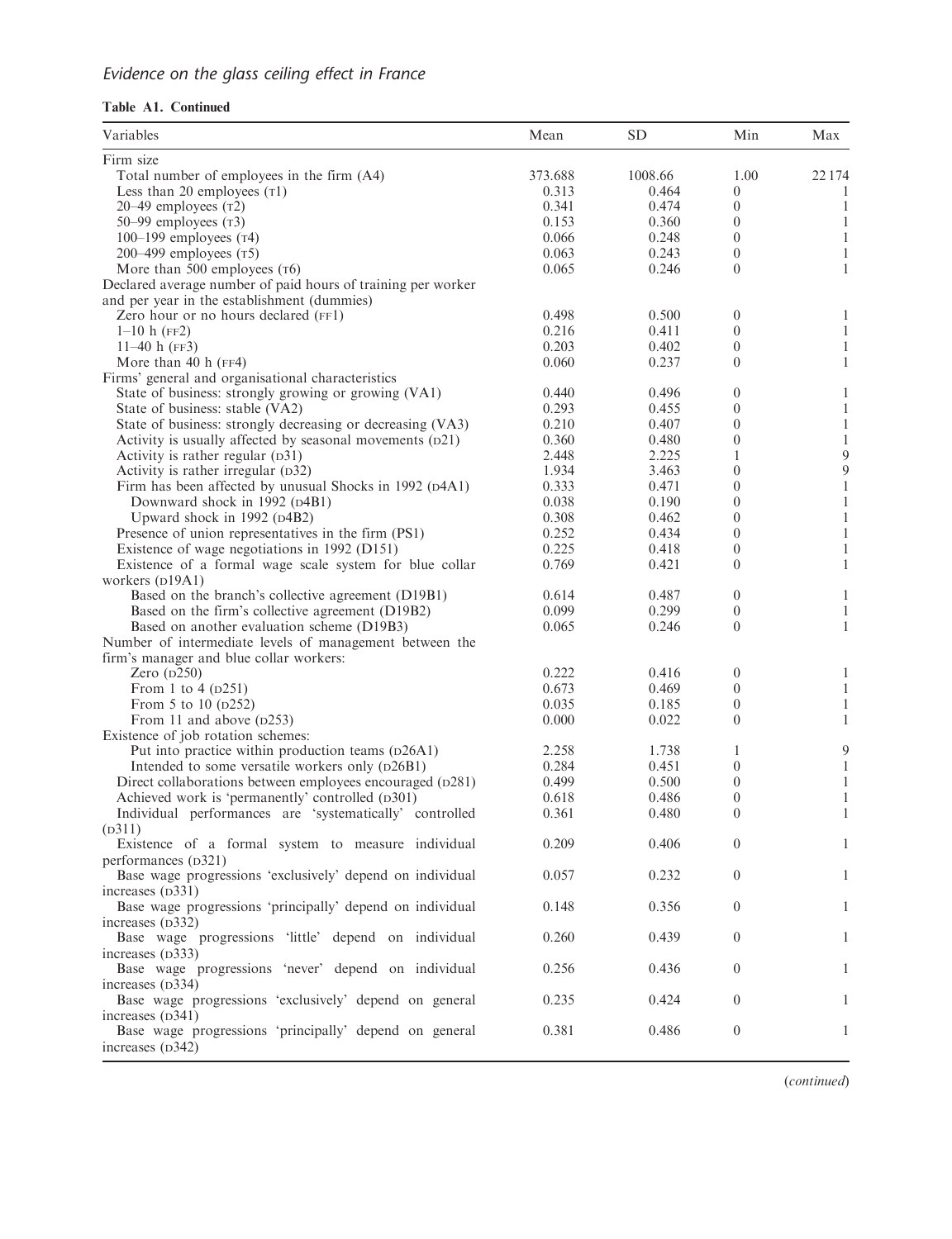**Table A1. Continued**

| Variables | Mean | SD | Min | Max |
|---|---|---|---|---|
| Firm size | | | | |
| Total number of employees in the firm (A4) | 373.688 | 1008.66 | 1.00 | 22 174 |
| Less than 20 employees (T1) | 0.313 | 0.464 | 0 | 1 |
| 20–49 employees (T2) | 0.341 | 0.474 | 0 | 1 |
| 50–99 employees (T3) | 0.153 | 0.360 | 0 | 1 |
| 100–199 employees (T4) | 0.066 | 0.248 | 0 | 1 |
| 200–499 employees (T5) | 0.063 | 0.243 | 0 | 1 |
| More than 500 employees (T6) | 0.065 | 0.246 | 0 | 1 |
| Declared average number of paid hours of training per worker and per year in the establishment (dummies) | | | | |
| Zero hour or no hours declared (FF1) | 0.498 | 0.500 | 0 | 1 |
| 1–10 h (FF2) | 0.216 | 0.411 | 0 | 1 |
| 11–40 h (FF3) | 0.203 | 0.402 | 0 | 1 |
| More than 40 h (FF4) | 0.060 | 0.237 | 0 | 1 |
| Firms' general and organisational characteristics | | | | |
| State of business: strongly growing or growing (VA1) | 0.440 | 0.496 | 0 | 1 |
| State of business: stable (VA2) | 0.293 | 0.455 | 0 | 1 |
| State of business: strongly decreasing or decreasing (VA3) | 0.210 | 0.407 | 0 | 1 |
| Activity is usually affected by seasonal movements (D21) | 0.360 | 0.480 | 0 | 1 |
| Activity is rather regular (D31) | 2.448 | 2.225 | 1 | 9 |
| Activity is rather irregular (D32) | 1.934 | 3.463 | 0 | 9 |
| Firm has been affected by unusual Shocks in 1992 (D4A1) | 0.333 | 0.471 | 0 | 1 |
| Downward shock in 1992 (D4B1) | 0.038 | 0.190 | 0 | 1 |
| Upward shock in 1992 (D4B2) | 0.308 | 0.462 | 0 | 1 |
| Presence of union representatives in the firm (PS1) | 0.252 | 0.434 | 0 | 1 |
| Existence of wage negotiations in 1992 (D151) | 0.225 | 0.418 | 0 | 1 |
| Existence of a formal wage scale system for blue collar workers (D19A1) | 0.769 | 0.421 | 0 | 1 |
| Based on the branch's collective agreement (D19B1) | 0.614 | 0.487 | 0 | 1 |
| Based on the firm's collective agreement (D19B2) | 0.099 | 0.299 | 0 | 1 |
| Based on another evaluation scheme (D19B3) | 0.065 | 0.246 | 0 | 1 |
| Number of intermediate levels of management between the firm's manager and blue collar workers: | | | | |
| Zero (D250) | 0.222 | 0.416 | 0 | 1 |
| From 1 to 4 (D251) | 0.673 | 0.469 | 0 | 1 |
| From 5 to 10 (D252) | 0.035 | 0.185 | 0 | 1 |
| From 11 and above (D253) | 0.000 | 0.022 | 0 | 1 |
| Existence of job rotation schemes: | | | | |
| Put into practice within production teams (D26A1) | 2.258 | 1.738 | 1 | 9 |
| Intended to some versatile workers only (D26B1) | 0.284 | 0.451 | 0 | 1 |
| Direct collaborations between employees encouraged (D281) | 0.499 | 0.500 | 0 | 1 |
| Achieved work is 'permanently' controlled (D301) | 0.618 | 0.486 | 0 | 1 |
| Individual performances are 'systematically' controlled (D311) | 0.361 | 0.480 | 0 | 1 |
| Existence of a formal system to measure individual performances (D321) | 0.209 | 0.406 | 0 | 1 |
| Base wage progressions 'exclusively' depend on individual increases (D331) | 0.057 | 0.232 | 0 | 1 |
| Base wage progressions 'principally' depend on individual increases (D332) | 0.148 | 0.356 | 0 | 1 |
| Base wage progressions 'little' depend on individual increases (D333) | 0.260 | 0.439 | 0 | 1 |
| Base wage progressions 'never' depend on individual increases (D334) | 0.256 | 0.436 | 0 | 1 |
| Base wage progressions 'exclusively' depend on general increases (D341) | 0.235 | 0.424 | 0 | 1 |
| Base wage progressions 'principally' depend on general increases (D342) | 0.381 | 0.486 | 0 | 1 |

(*continued*)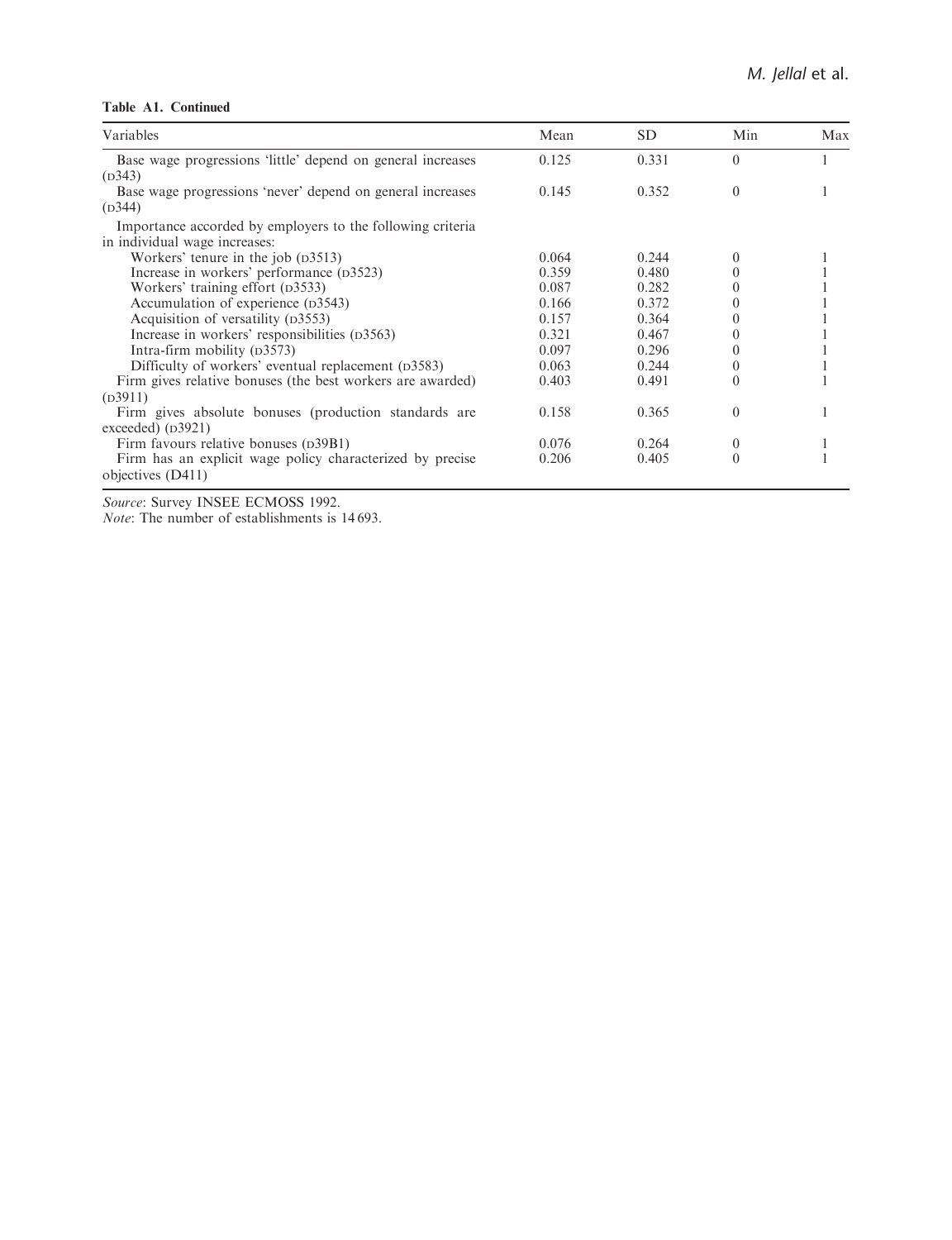**Table A1. Continued**

| Variables | Mean | SD | Min | Max |
|---|---|---|---|---|
| Base wage progressions 'little' depend on general increases (D343) | 0.125 | 0.331 | 0 | 1 |
| Base wage progressions 'never' depend on general increases (D344) | 0.145 | 0.352 | 0 | 1 |
| Importance accorded by employers to the following criteria in individual wage increases: | | | | |
| Workers' tenure in the job (D3513) | 0.064 | 0.244 | 0 | 1 |
| Increase in workers' performance (D3523) | 0.359 | 0.480 | 0 | 1 |
| Workers' training effort (D3533) | 0.087 | 0.282 | 0 | 1 |
| Accumulation of experience (D3543) | 0.166 | 0.372 | 0 | 1 |
| Acquisition of versatility (D3553) | 0.157 | 0.364 | 0 | 1 |
| Increase in workers' responsibilities (D3563) | 0.321 | 0.467 | 0 | 1 |
| Intra-firm mobility (D3573) | 0.097 | 0.296 | 0 | 1 |
| Difficulty of workers' eventual replacement (D3583) | 0.063 | 0.244 | 0 | 1 |
| Firm gives relative bonuses (the best workers are awarded) (D3911) | 0.403 | 0.491 | 0 | 1 |
| Firm gives absolute bonuses (production standards are exceeded) (D3921) | 0.158 | 0.365 | 0 | 1 |
| Firm favours relative bonuses (D39B1) | 0.076 | 0.264 | 0 | 1 |
| Firm has an explicit wage policy characterized by precise objectives (D411) | 0.206 | 0.405 | 0 | 1 |

*Source*: Survey INSEE ECMOSS 1992.

*Note*: The number of establishments is 14 693.